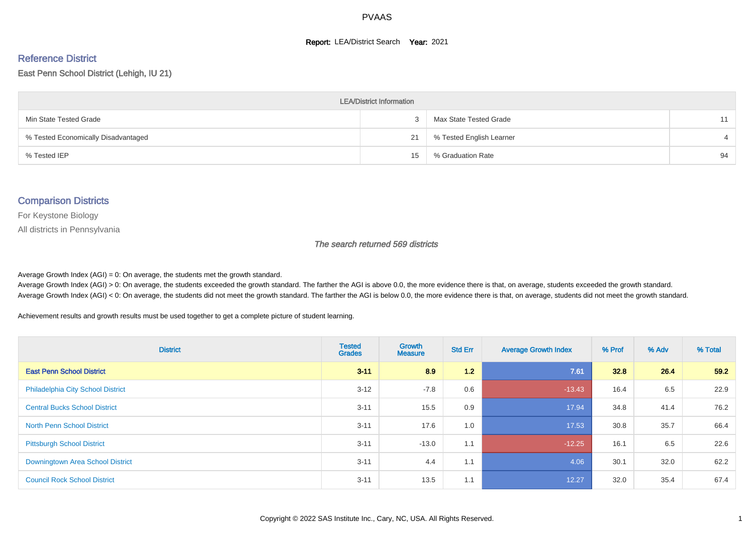# PVAAS

**Report:** LEA/District Search **Year:** 2021

## Reference District

East Penn School District (Lehigh, IU 21)

| LEA/District Information | | | |
|---|---|---|---|
| Min State Tested Grade | 3 | Max State Tested Grade | 11 |
| % Tested Economically Disadvantaged | 21 | % Tested English Learner | 4 |
| % Tested IEP | 15 | % Graduation Rate | 94 |

## Comparison Districts

For Keystone Biology

All districts in Pennsylvania

*The search returned 569 districts*

Average Growth Index (AGI) = 0: On average, the students met the growth standard.
Average Growth Index (AGI) > 0: On average, the students exceeded the growth standard. The farther the AGI is above 0.0, the more evidence there is that, on average, students exceeded the growth standard.
Average Growth Index (AGI) < 0: On average, the students did not meet the growth standard. The farther the AGI is below 0.0, the more evidence there is that, on average, students did not meet the growth standard.

Achievement results and growth results must be used together to get a complete picture of student learning.

| District | Tested Grades | Growth Measure | Std Err | Average Growth Index | % Prof | % Adv | % Total |
|---|---|---|---|---|---|---|---|
| **East Penn School District** | **3-11** | **8.9** | **1.2** | **7.61** | **32.8** | **26.4** | **59.2** |
| Philadelphia City School District | 3-12 | -7.8 | 0.6 | -13.43 | 16.4 | 6.5 | 22.9 |
| Central Bucks School District | 3-11 | 15.5 | 0.9 | 17.94 | 34.8 | 41.4 | 76.2 |
| North Penn School District | 3-11 | 17.6 | 1.0 | 17.53 | 30.8 | 35.7 | 66.4 |
| Pittsburgh School District | 3-11 | -13.0 | 1.1 | -12.25 | 16.1 | 6.5 | 22.6 |
| Downingtown Area School District | 3-11 | 4.4 | 1.1 | 4.06 | 30.1 | 32.0 | 62.2 |
| Council Rock School District | 3-11 | 13.5 | 1.1 | 12.27 | 32.0 | 35.4 | 67.4 |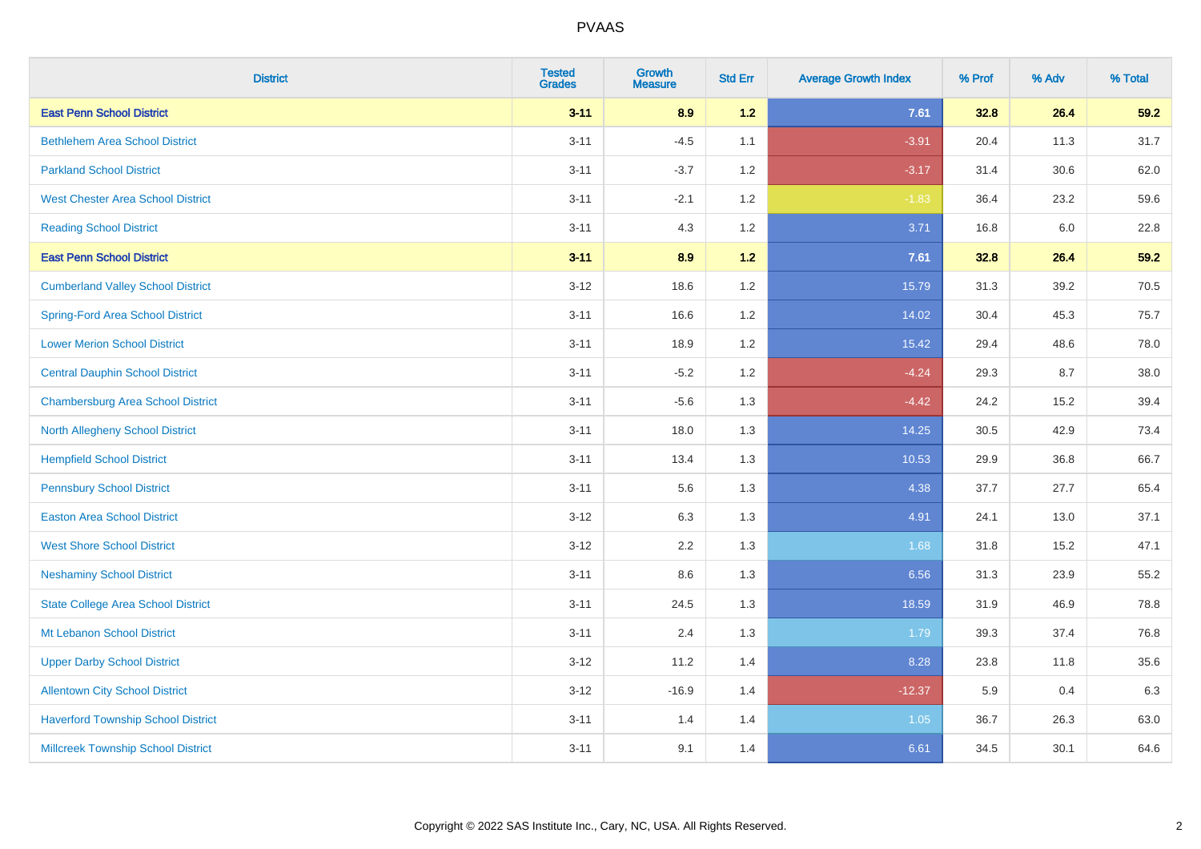PVAAS

| District | Tested Grades | Growth Measure | Std Err | Average Growth Index | % Prof | % Adv | % Total |
|---|---|---|---|---|---|---|---|
| **East Penn School District** | **3-11** | **8.9** | **1.2** | **7.61** | **32.8** | **26.4** | **59.2** |
| Bethlehem Area School District | 3-11 | -4.5 | 1.1 | -3.91 | 20.4 | 11.3 | 31.7 |
| Parkland School District | 3-11 | -3.7 | 1.2 | -3.17 | 31.4 | 30.6 | 62.0 |
| West Chester Area School District | 3-11 | -2.1 | 1.2 | -1.83 | 36.4 | 23.2 | 59.6 |
| Reading School District | 3-11 | 4.3 | 1.2 | 3.71 | 16.8 | 6.0 | 22.8 |
| **East Penn School District** | **3-11** | **8.9** | **1.2** | **7.61** | **32.8** | **26.4** | **59.2** |
| Cumberland Valley School District | 3-12 | 18.6 | 1.2 | 15.79 | 31.3 | 39.2 | 70.5 |
| Spring-Ford Area School District | 3-11 | 16.6 | 1.2 | 14.02 | 30.4 | 45.3 | 75.7 |
| Lower Merion School District | 3-11 | 18.9 | 1.2 | 15.42 | 29.4 | 48.6 | 78.0 |
| Central Dauphin School District | 3-11 | -5.2 | 1.2 | -4.24 | 29.3 | 8.7 | 38.0 |
| Chambersburg Area School District | 3-11 | -5.6 | 1.3 | -4.42 | 24.2 | 15.2 | 39.4 |
| North Allegheny School District | 3-11 | 18.0 | 1.3 | 14.25 | 30.5 | 42.9 | 73.4 |
| Hempfield School District | 3-11 | 13.4 | 1.3 | 10.53 | 29.9 | 36.8 | 66.7 |
| Pennsbury School District | 3-11 | 5.6 | 1.3 | 4.38 | 37.7 | 27.7 | 65.4 |
| Easton Area School District | 3-12 | 6.3 | 1.3 | 4.91 | 24.1 | 13.0 | 37.1 |
| West Shore School District | 3-12 | 2.2 | 1.3 | 1.68 | 31.8 | 15.2 | 47.1 |
| Neshaminy School District | 3-11 | 8.6 | 1.3 | 6.56 | 31.3 | 23.9 | 55.2 |
| State College Area School District | 3-11 | 24.5 | 1.3 | 18.59 | 31.9 | 46.9 | 78.8 |
| Mt Lebanon School District | 3-11 | 2.4 | 1.3 | 1.79 | 39.3 | 37.4 | 76.8 |
| Upper Darby School District | 3-12 | 11.2 | 1.4 | 8.28 | 23.8 | 11.8 | 35.6 |
| Allentown City School District | 3-12 | -16.9 | 1.4 | -12.37 | 5.9 | 0.4 | 6.3 |
| Haverford Township School District | 3-11 | 1.4 | 1.4 | 1.05 | 36.7 | 26.3 | 63.0 |
| Millcreek Township School District | 3-11 | 9.1 | 1.4 | 6.61 | 34.5 | 30.1 | 64.6 |

Copyright © 2022 SAS Institute Inc., Cary, NC, USA. All Rights Reserved.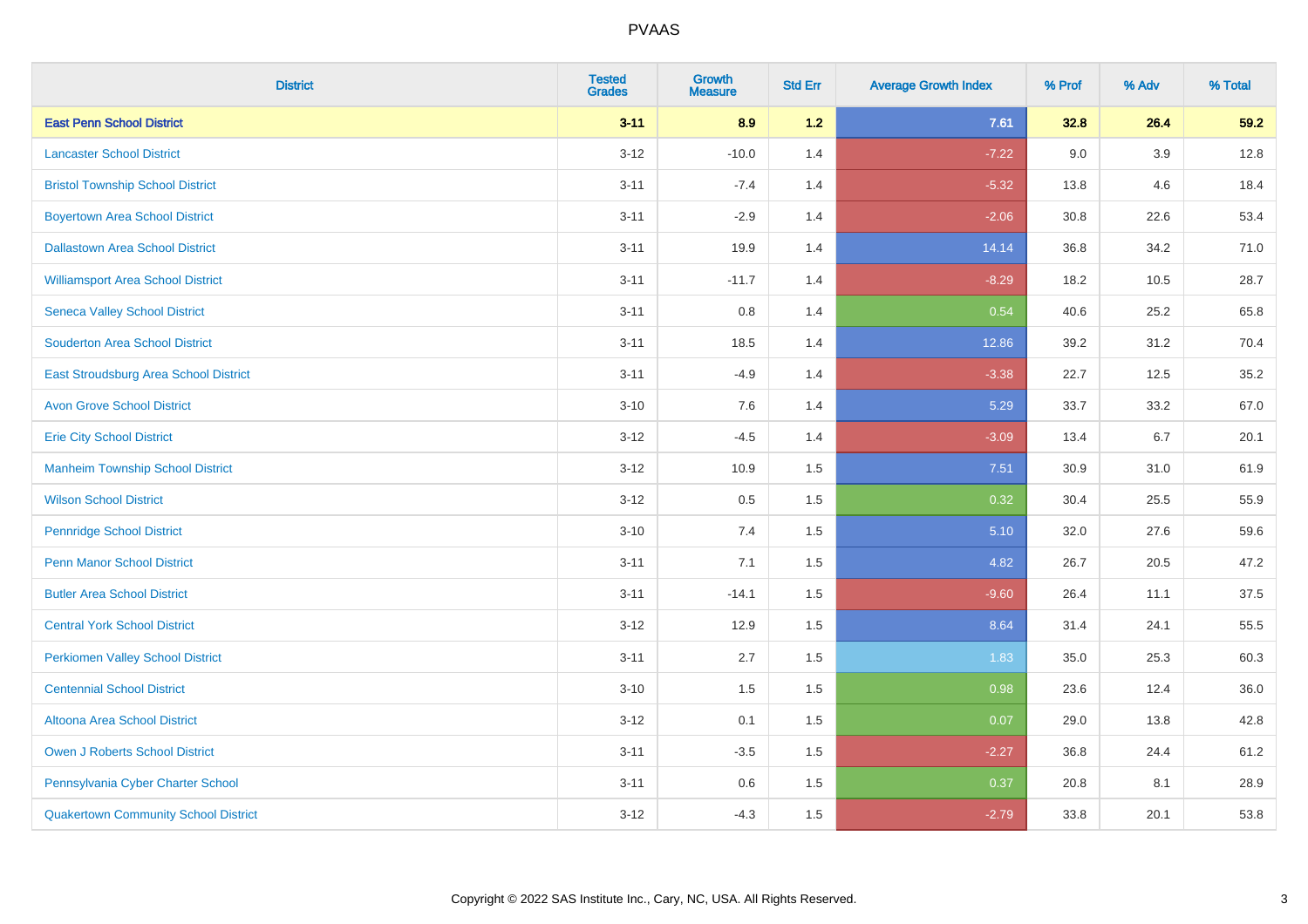| District | Tested Grades | Growth Measure | Std Err | Average Growth Index | % Prof | % Adv | % Total |
|---|---|---|---|---|---|---|---|
| **East Penn School District** | **3-11** | **8.9** | **1.2** | **7.61** | **32.8** | **26.4** | **59.2** |
| Lancaster School District | 3-12 | -10.0 | 1.4 | -7.22 | 9.0 | 3.9 | 12.8 |
| Bristol Township School District | 3-11 | -7.4 | 1.4 | -5.32 | 13.8 | 4.6 | 18.4 |
| Boyertown Area School District | 3-11 | -2.9 | 1.4 | -2.06 | 30.8 | 22.6 | 53.4 |
| Dallastown Area School District | 3-11 | 19.9 | 1.4 | 14.14 | 36.8 | 34.2 | 71.0 |
| Williamsport Area School District | 3-11 | -11.7 | 1.4 | -8.29 | 18.2 | 10.5 | 28.7 |
| Seneca Valley School District | 3-11 | 0.8 | 1.4 | 0.54 | 40.6 | 25.2 | 65.8 |
| Souderton Area School District | 3-11 | 18.5 | 1.4 | 12.86 | 39.2 | 31.2 | 70.4 |
| East Stroudsburg Area School District | 3-11 | -4.9 | 1.4 | -3.38 | 22.7 | 12.5 | 35.2 |
| Avon Grove School District | 3-10 | 7.6 | 1.4 | 5.29 | 33.7 | 33.2 | 67.0 |
| Erie City School District | 3-12 | -4.5 | 1.4 | -3.09 | 13.4 | 6.7 | 20.1 |
| Manheim Township School District | 3-12 | 10.9 | 1.5 | 7.51 | 30.9 | 31.0 | 61.9 |
| Wilson School District | 3-12 | 0.5 | 1.5 | 0.32 | 30.4 | 25.5 | 55.9 |
| Pennridge School District | 3-10 | 7.4 | 1.5 | 5.10 | 32.0 | 27.6 | 59.6 |
| Penn Manor School District | 3-11 | 7.1 | 1.5 | 4.82 | 26.7 | 20.5 | 47.2 |
| Butler Area School District | 3-11 | -14.1 | 1.5 | -9.60 | 26.4 | 11.1 | 37.5 |
| Central York School District | 3-12 | 12.9 | 1.5 | 8.64 | 31.4 | 24.1 | 55.5 |
| Perkiomen Valley School District | 3-11 | 2.7 | 1.5 | 1.83 | 35.0 | 25.3 | 60.3 |
| Centennial School District | 3-10 | 1.5 | 1.5 | 0.98 | 23.6 | 12.4 | 36.0 |
| Altoona Area School District | 3-12 | 0.1 | 1.5 | 0.07 | 29.0 | 13.8 | 42.8 |
| Owen J Roberts School District | 3-11 | -3.5 | 1.5 | -2.27 | 36.8 | 24.4 | 61.2 |
| Pennsylvania Cyber Charter School | 3-11 | 0.6 | 1.5 | 0.37 | 20.8 | 8.1 | 28.9 |
| Quakertown Community School District | 3-12 | -4.3 | 1.5 | -2.79 | 33.8 | 20.1 | 53.8 |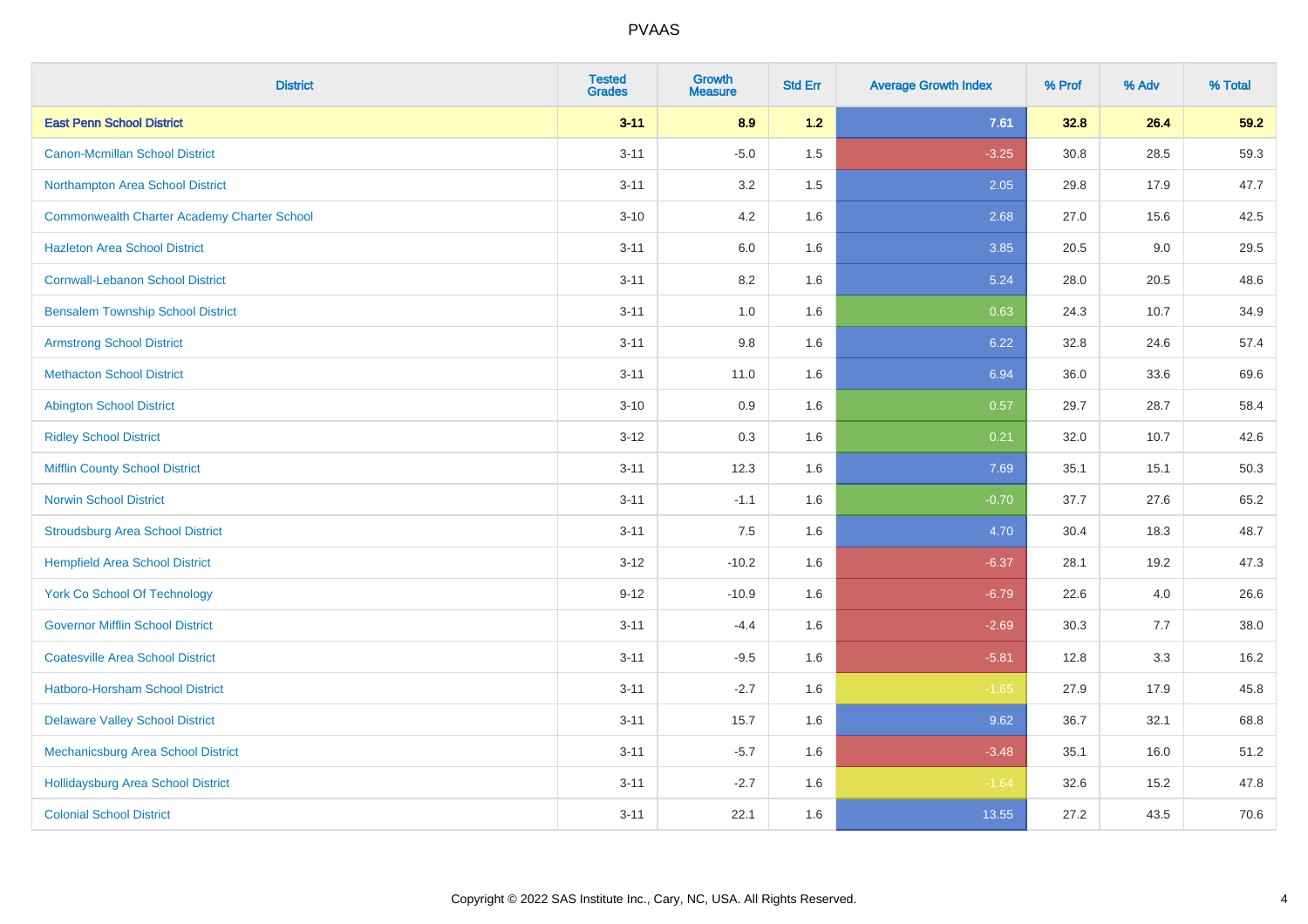| District | Tested Grades | Growth Measure | Std Err | Average Growth Index | % Prof | % Adv | % Total |
|---|---|---|---|---|---|---|---|
| **East Penn School District** | **3-11** | **8.9** | **1.2** | **7.61** | **32.8** | **26.4** | **59.2** |
| Canon-Mcmillan School District | 3-11 | -5.0 | 1.5 | -3.25 | 30.8 | 28.5 | 59.3 |
| Northampton Area School District | 3-11 | 3.2 | 1.5 | 2.05 | 29.8 | 17.9 | 47.7 |
| Commonwealth Charter Academy Charter School | 3-10 | 4.2 | 1.6 | 2.68 | 27.0 | 15.6 | 42.5 |
| Hazleton Area School District | 3-11 | 6.0 | 1.6 | 3.85 | 20.5 | 9.0 | 29.5 |
| Cornwall-Lebanon School District | 3-11 | 8.2 | 1.6 | 5.24 | 28.0 | 20.5 | 48.6 |
| Bensalem Township School District | 3-11 | 1.0 | 1.6 | 0.63 | 24.3 | 10.7 | 34.9 |
| Armstrong School District | 3-11 | 9.8 | 1.6 | 6.22 | 32.8 | 24.6 | 57.4 |
| Methacton School District | 3-11 | 11.0 | 1.6 | 6.94 | 36.0 | 33.6 | 69.6 |
| Abington School District | 3-10 | 0.9 | 1.6 | 0.57 | 29.7 | 28.7 | 58.4 |
| Ridley School District | 3-12 | 0.3 | 1.6 | 0.21 | 32.0 | 10.7 | 42.6 |
| Mifflin County School District | 3-11 | 12.3 | 1.6 | 7.69 | 35.1 | 15.1 | 50.3 |
| Norwin School District | 3-11 | -1.1 | 1.6 | -0.70 | 37.7 | 27.6 | 65.2 |
| Stroudsburg Area School District | 3-11 | 7.5 | 1.6 | 4.70 | 30.4 | 18.3 | 48.7 |
| Hempfield Area School District | 3-12 | -10.2 | 1.6 | -6.37 | 28.1 | 19.2 | 47.3 |
| York Co School Of Technology | 9-12 | -10.9 | 1.6 | -6.79 | 22.6 | 4.0 | 26.6 |
| Governor Mifflin School District | 3-11 | -4.4 | 1.6 | -2.69 | 30.3 | 7.7 | 38.0 |
| Coatesville Area School District | 3-11 | -9.5 | 1.6 | -5.81 | 12.8 | 3.3 | 16.2 |
| Hatboro-Horsham School District | 3-11 | -2.7 | 1.6 | -1.65 | 27.9 | 17.9 | 45.8 |
| Delaware Valley School District | 3-11 | 15.7 | 1.6 | 9.62 | 36.7 | 32.1 | 68.8 |
| Mechanicsburg Area School District | 3-11 | -5.7 | 1.6 | -3.48 | 35.1 | 16.0 | 51.2 |
| Hollidaysburg Area School District | 3-11 | -2.7 | 1.6 | -1.64 | 32.6 | 15.2 | 47.8 |
| Colonial School District | 3-11 | 22.1 | 1.6 | 13.55 | 27.2 | 43.5 | 70.6 |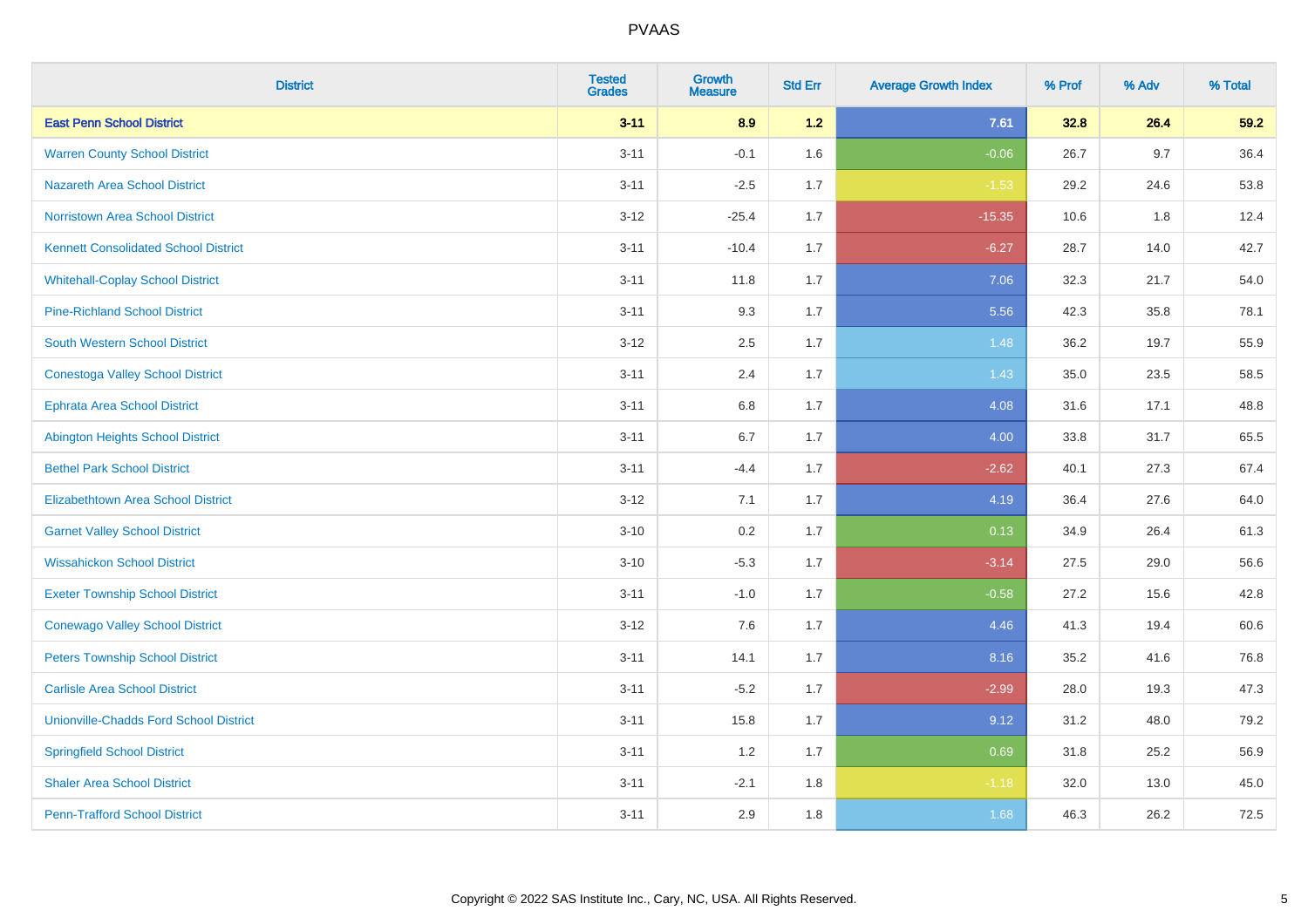# PVAAS

| District | Tested Grades | Growth Measure | Std Err | Average Growth Index | % Prof | % Adv | % Total |
|---|---|---|---|---|---|---|---|
| **East Penn School District** | **3-11** | **8.9** | **1.2** | **7.61** | **32.8** | **26.4** | **59.2** |
| Warren County School District | 3-11 | -0.1 | 1.6 | -0.06 | 26.7 | 9.7 | 36.4 |
| Nazareth Area School District | 3-11 | -2.5 | 1.7 | -1.53 | 29.2 | 24.6 | 53.8 |
| Norristown Area School District | 3-12 | -25.4 | 1.7 | -15.35 | 10.6 | 1.8 | 12.4 |
| Kennett Consolidated School District | 3-11 | -10.4 | 1.7 | -6.27 | 28.7 | 14.0 | 42.7 |
| Whitehall-Coplay School District | 3-11 | 11.8 | 1.7 | 7.06 | 32.3 | 21.7 | 54.0 |
| Pine-Richland School District | 3-11 | 9.3 | 1.7 | 5.56 | 42.3 | 35.8 | 78.1 |
| South Western School District | 3-12 | 2.5 | 1.7 | 1.48 | 36.2 | 19.7 | 55.9 |
| Conestoga Valley School District | 3-11 | 2.4 | 1.7 | 1.43 | 35.0 | 23.5 | 58.5 |
| Ephrata Area School District | 3-11 | 6.8 | 1.7 | 4.08 | 31.6 | 17.1 | 48.8 |
| Abington Heights School District | 3-11 | 6.7 | 1.7 | 4.00 | 33.8 | 31.7 | 65.5 |
| Bethel Park School District | 3-11 | -4.4 | 1.7 | -2.62 | 40.1 | 27.3 | 67.4 |
| Elizabethtown Area School District | 3-12 | 7.1 | 1.7 | 4.19 | 36.4 | 27.6 | 64.0 |
| Garnet Valley School District | 3-10 | 0.2 | 1.7 | 0.13 | 34.9 | 26.4 | 61.3 |
| Wissahickon School District | 3-10 | -5.3 | 1.7 | -3.14 | 27.5 | 29.0 | 56.6 |
| Exeter Township School District | 3-11 | -1.0 | 1.7 | -0.58 | 27.2 | 15.6 | 42.8 |
| Conewago Valley School District | 3-12 | 7.6 | 1.7 | 4.46 | 41.3 | 19.4 | 60.6 |
| Peters Township School District | 3-11 | 14.1 | 1.7 | 8.16 | 35.2 | 41.6 | 76.8 |
| Carlisle Area School District | 3-11 | -5.2 | 1.7 | -2.99 | 28.0 | 19.3 | 47.3 |
| Unionville-Chadds Ford School District | 3-11 | 15.8 | 1.7 | 9.12 | 31.2 | 48.0 | 79.2 |
| Springfield School District | 3-11 | 1.2 | 1.7 | 0.69 | 31.8 | 25.2 | 56.9 |
| Shaler Area School District | 3-11 | -2.1 | 1.8 | -1.18 | 32.0 | 13.0 | 45.0 |
| Penn-Trafford School District | 3-11 | 2.9 | 1.8 | 1.68 | 46.3 | 26.2 | 72.5 |

Copyright © 2022 SAS Institute Inc., Cary, NC, USA. All Rights Reserved.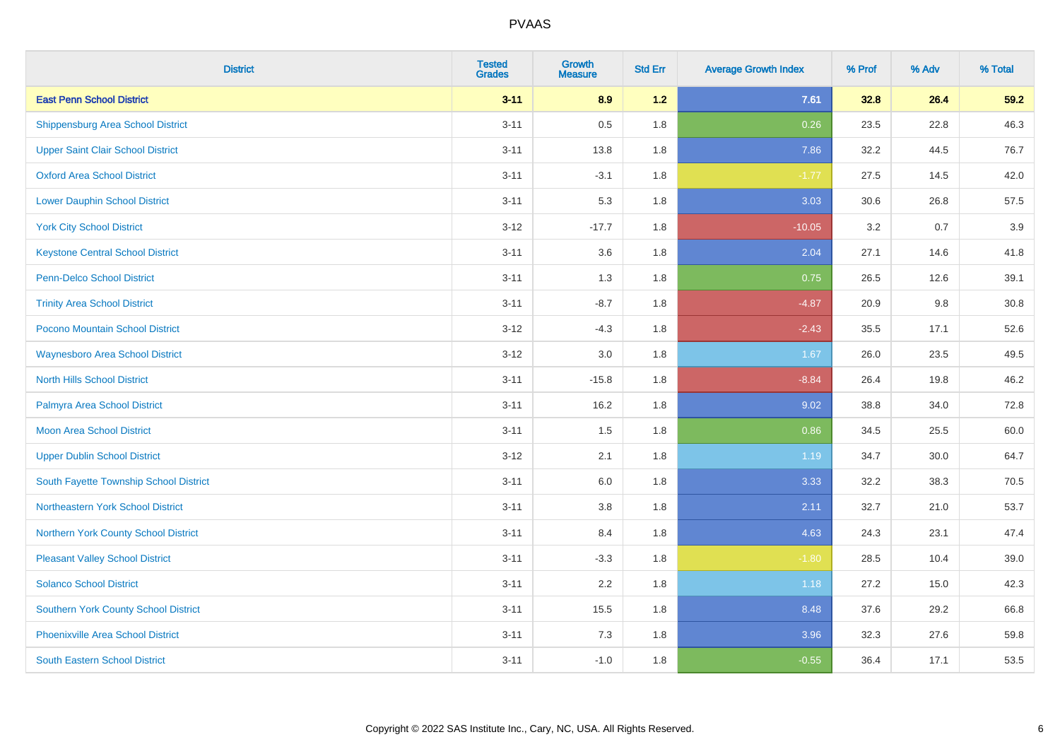| District | Tested Grades | Growth Measure | Std Err | Average Growth Index | % Prof | % Adv | % Total |
|---|---|---|---|---|---|---|---|
| **East Penn School District** | **3-11** | **8.9** | **1.2** | **7.61** | **32.8** | **26.4** | **59.2** |
| Shippensburg Area School District | 3-11 | 0.5 | 1.8 | 0.26 | 23.5 | 22.8 | 46.3 |
| Upper Saint Clair School District | 3-11 | 13.8 | 1.8 | 7.86 | 32.2 | 44.5 | 76.7 |
| Oxford Area School District | 3-11 | -3.1 | 1.8 | -1.77 | 27.5 | 14.5 | 42.0 |
| Lower Dauphin School District | 3-11 | 5.3 | 1.8 | 3.03 | 30.6 | 26.8 | 57.5 |
| York City School District | 3-12 | -17.7 | 1.8 | -10.05 | 3.2 | 0.7 | 3.9 |
| Keystone Central School District | 3-11 | 3.6 | 1.8 | 2.04 | 27.1 | 14.6 | 41.8 |
| Penn-Delco School District | 3-11 | 1.3 | 1.8 | 0.75 | 26.5 | 12.6 | 39.1 |
| Trinity Area School District | 3-11 | -8.7 | 1.8 | -4.87 | 20.9 | 9.8 | 30.8 |
| Pocono Mountain School District | 3-12 | -4.3 | 1.8 | -2.43 | 35.5 | 17.1 | 52.6 |
| Waynesboro Area School District | 3-12 | 3.0 | 1.8 | 1.67 | 26.0 | 23.5 | 49.5 |
| North Hills School District | 3-11 | -15.8 | 1.8 | -8.84 | 26.4 | 19.8 | 46.2 |
| Palmyra Area School District | 3-11 | 16.2 | 1.8 | 9.02 | 38.8 | 34.0 | 72.8 |
| Moon Area School District | 3-11 | 1.5 | 1.8 | 0.86 | 34.5 | 25.5 | 60.0 |
| Upper Dublin School District | 3-12 | 2.1 | 1.8 | 1.19 | 34.7 | 30.0 | 64.7 |
| South Fayette Township School District | 3-11 | 6.0 | 1.8 | 3.33 | 32.2 | 38.3 | 70.5 |
| Northeastern York School District | 3-11 | 3.8 | 1.8 | 2.11 | 32.7 | 21.0 | 53.7 |
| Northern York County School District | 3-11 | 8.4 | 1.8 | 4.63 | 24.3 | 23.1 | 47.4 |
| Pleasant Valley School District | 3-11 | -3.3 | 1.8 | -1.80 | 28.5 | 10.4 | 39.0 |
| Solanco School District | 3-11 | 2.2 | 1.8 | 1.18 | 27.2 | 15.0 | 42.3 |
| Southern York County School District | 3-11 | 15.5 | 1.8 | 8.48 | 37.6 | 29.2 | 66.8 |
| Phoenixville Area School District | 3-11 | 7.3 | 1.8 | 3.96 | 32.3 | 27.6 | 59.8 |
| South Eastern School District | 3-11 | -1.0 | 1.8 | -0.55 | 36.4 | 17.1 | 53.5 |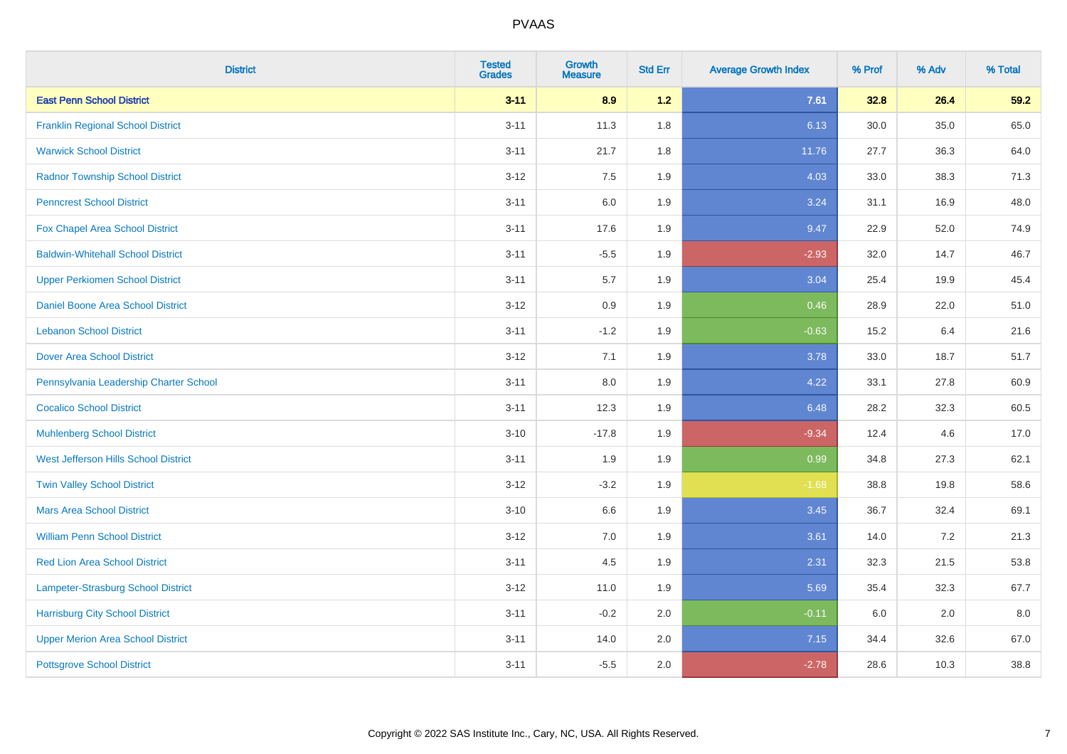| District | Tested Grades | Growth Measure | Std Err | Average Growth Index | % Prof | % Adv | % Total |
|---|---|---|---|---|---|---|---|
| **East Penn School District** | **3-11** | **8.9** | **1.2** | **7.61** | **32.8** | **26.4** | **59.2** |
| Franklin Regional School District | 3-11 | 11.3 | 1.8 | 6.13 | 30.0 | 35.0 | 65.0 |
| Warwick School District | 3-11 | 21.7 | 1.8 | 11.76 | 27.7 | 36.3 | 64.0 |
| Radnor Township School District | 3-12 | 7.5 | 1.9 | 4.03 | 33.0 | 38.3 | 71.3 |
| Penncrest School District | 3-11 | 6.0 | 1.9 | 3.24 | 31.1 | 16.9 | 48.0 |
| Fox Chapel Area School District | 3-11 | 17.6 | 1.9 | 9.47 | 22.9 | 52.0 | 74.9 |
| Baldwin-Whitehall School District | 3-11 | -5.5 | 1.9 | -2.93 | 32.0 | 14.7 | 46.7 |
| Upper Perkiomen School District | 3-11 | 5.7 | 1.9 | 3.04 | 25.4 | 19.9 | 45.4 |
| Daniel Boone Area School District | 3-12 | 0.9 | 1.9 | 0.46 | 28.9 | 22.0 | 51.0 |
| Lebanon School District | 3-11 | -1.2 | 1.9 | -0.63 | 15.2 | 6.4 | 21.6 |
| Dover Area School District | 3-12 | 7.1 | 1.9 | 3.78 | 33.0 | 18.7 | 51.7 |
| Pennsylvania Leadership Charter School | 3-11 | 8.0 | 1.9 | 4.22 | 33.1 | 27.8 | 60.9 |
| Cocalico School District | 3-11 | 12.3 | 1.9 | 6.48 | 28.2 | 32.3 | 60.5 |
| Muhlenberg School District | 3-10 | -17.8 | 1.9 | -9.34 | 12.4 | 4.6 | 17.0 |
| West Jefferson Hills School District | 3-11 | 1.9 | 1.9 | 0.99 | 34.8 | 27.3 | 62.1 |
| Twin Valley School District | 3-12 | -3.2 | 1.9 | -1.68 | 38.8 | 19.8 | 58.6 |
| Mars Area School District | 3-10 | 6.6 | 1.9 | 3.45 | 36.7 | 32.4 | 69.1 |
| William Penn School District | 3-12 | 7.0 | 1.9 | 3.61 | 14.0 | 7.2 | 21.3 |
| Red Lion Area School District | 3-11 | 4.5 | 1.9 | 2.31 | 32.3 | 21.5 | 53.8 |
| Lampeter-Strasburg School District | 3-12 | 11.0 | 1.9 | 5.69 | 35.4 | 32.3 | 67.7 |
| Harrisburg City School District | 3-11 | -0.2 | 2.0 | -0.11 | 6.0 | 2.0 | 8.0 |
| Upper Merion Area School District | 3-11 | 14.0 | 2.0 | 7.15 | 34.4 | 32.6 | 67.0 |
| Pottsgrove School District | 3-11 | -5.5 | 2.0 | -2.78 | 28.6 | 10.3 | 38.8 |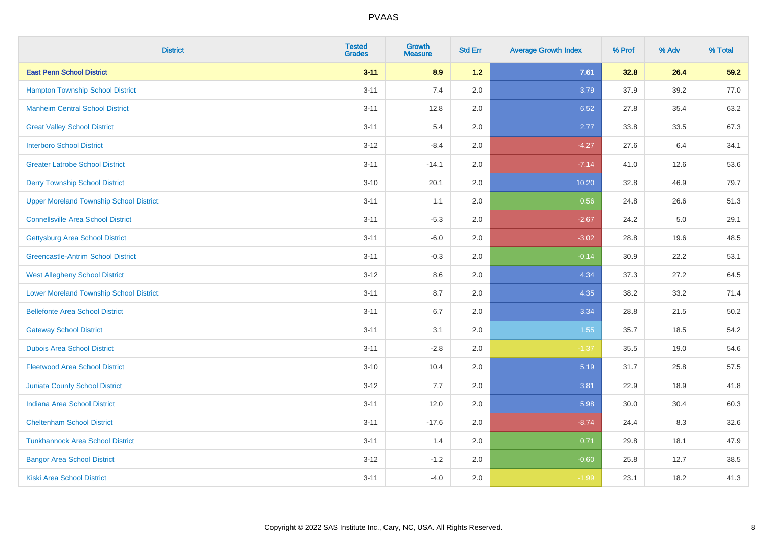| District | Tested Grades | Growth Measure | Std Err | Average Growth Index | % Prof | % Adv | % Total |
|---|---|---|---|---|---|---|---|
| **East Penn School District** | **3-11** | **8.9** | **1.2** | **7.61** | **32.8** | **26.4** | **59.2** |
| Hampton Township School District | 3-11 | 7.4 | 2.0 | 3.79 | 37.9 | 39.2 | 77.0 |
| Manheim Central School District | 3-11 | 12.8 | 2.0 | 6.52 | 27.8 | 35.4 | 63.2 |
| Great Valley School District | 3-11 | 5.4 | 2.0 | 2.77 | 33.8 | 33.5 | 67.3 |
| Interboro School District | 3-12 | -8.4 | 2.0 | -4.27 | 27.6 | 6.4 | 34.1 |
| Greater Latrobe School District | 3-11 | -14.1 | 2.0 | -7.14 | 41.0 | 12.6 | 53.6 |
| Derry Township School District | 3-10 | 20.1 | 2.0 | 10.20 | 32.8 | 46.9 | 79.7 |
| Upper Moreland Township School District | 3-11 | 1.1 | 2.0 | 0.56 | 24.8 | 26.6 | 51.3 |
| Connellsville Area School District | 3-11 | -5.3 | 2.0 | -2.67 | 24.2 | 5.0 | 29.1 |
| Gettysburg Area School District | 3-11 | -6.0 | 2.0 | -3.02 | 28.8 | 19.6 | 48.5 |
| Greencastle-Antrim School District | 3-11 | -0.3 | 2.0 | -0.14 | 30.9 | 22.2 | 53.1 |
| West Allegheny School District | 3-12 | 8.6 | 2.0 | 4.34 | 37.3 | 27.2 | 64.5 |
| Lower Moreland Township School District | 3-11 | 8.7 | 2.0 | 4.35 | 38.2 | 33.2 | 71.4 |
| Bellefonte Area School District | 3-11 | 6.7 | 2.0 | 3.34 | 28.8 | 21.5 | 50.2 |
| Gateway School District | 3-11 | 3.1 | 2.0 | 1.55 | 35.7 | 18.5 | 54.2 |
| Dubois Area School District | 3-11 | -2.8 | 2.0 | -1.37 | 35.5 | 19.0 | 54.6 |
| Fleetwood Area School District | 3-10 | 10.4 | 2.0 | 5.19 | 31.7 | 25.8 | 57.5 |
| Juniata County School District | 3-12 | 7.7 | 2.0 | 3.81 | 22.9 | 18.9 | 41.8 |
| Indiana Area School District | 3-11 | 12.0 | 2.0 | 5.98 | 30.0 | 30.4 | 60.3 |
| Cheltenham School District | 3-11 | -17.6 | 2.0 | -8.74 | 24.4 | 8.3 | 32.6 |
| Tunkhannock Area School District | 3-11 | 1.4 | 2.0 | 0.71 | 29.8 | 18.1 | 47.9 |
| Bangor Area School District | 3-12 | -1.2 | 2.0 | -0.60 | 25.8 | 12.7 | 38.5 |
| Kiski Area School District | 3-11 | -4.0 | 2.0 | -1.99 | 23.1 | 18.2 | 41.3 |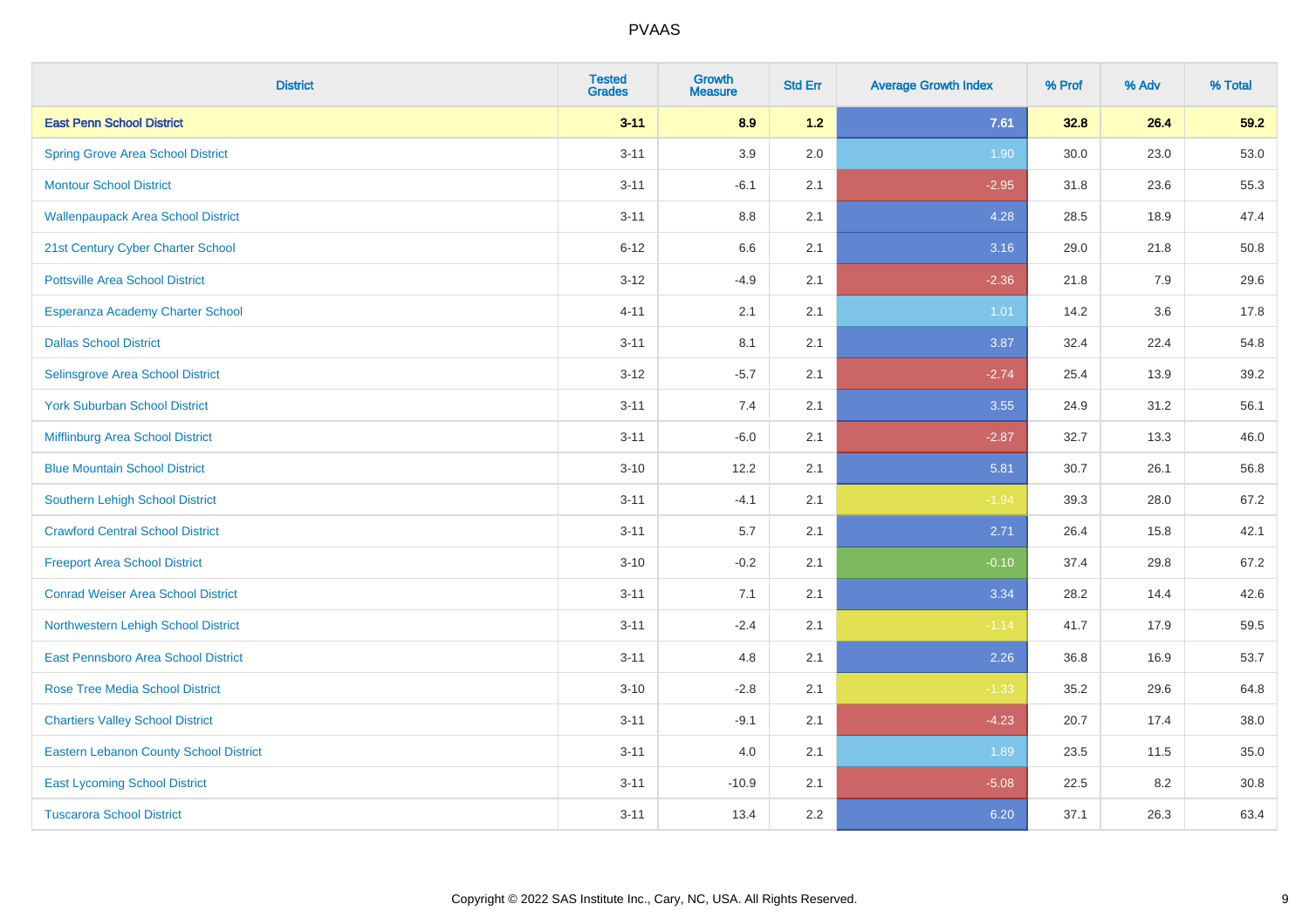# PVAAS

| District | Tested Grades | Growth Measure | Std Err | Average Growth Index | % Prof | % Adv | % Total |
|---|---|---|---|---|---|---|---|
| **East Penn School District** | **3-11** | **8.9** | **1.2** | **7.61** | **32.8** | **26.4** | **59.2** |
| Spring Grove Area School District | 3-11 | 3.9 | 2.0 | 1.90 | 30.0 | 23.0 | 53.0 |
| Montour School District | 3-11 | -6.1 | 2.1 | -2.95 | 31.8 | 23.6 | 55.3 |
| Wallenpaupack Area School District | 3-11 | 8.8 | 2.1 | 4.28 | 28.5 | 18.9 | 47.4 |
| 21st Century Cyber Charter School | 6-12 | 6.6 | 2.1 | 3.16 | 29.0 | 21.8 | 50.8 |
| Pottsville Area School District | 3-12 | -4.9 | 2.1 | -2.36 | 21.8 | 7.9 | 29.6 |
| Esperanza Academy Charter School | 4-11 | 2.1 | 2.1 | 1.01 | 14.2 | 3.6 | 17.8 |
| Dallas School District | 3-11 | 8.1 | 2.1 | 3.87 | 32.4 | 22.4 | 54.8 |
| Selinsgrove Area School District | 3-12 | -5.7 | 2.1 | -2.74 | 25.4 | 13.9 | 39.2 |
| York Suburban School District | 3-11 | 7.4 | 2.1 | 3.55 | 24.9 | 31.2 | 56.1 |
| Mifflinburg Area School District | 3-11 | -6.0 | 2.1 | -2.87 | 32.7 | 13.3 | 46.0 |
| Blue Mountain School District | 3-10 | 12.2 | 2.1 | 5.81 | 30.7 | 26.1 | 56.8 |
| Southern Lehigh School District | 3-11 | -4.1 | 2.1 | -1.94 | 39.3 | 28.0 | 67.2 |
| Crawford Central School District | 3-11 | 5.7 | 2.1 | 2.71 | 26.4 | 15.8 | 42.1 |
| Freeport Area School District | 3-10 | -0.2 | 2.1 | -0.10 | 37.4 | 29.8 | 67.2 |
| Conrad Weiser Area School District | 3-11 | 7.1 | 2.1 | 3.34 | 28.2 | 14.4 | 42.6 |
| Northwestern Lehigh School District | 3-11 | -2.4 | 2.1 | -1.14 | 41.7 | 17.9 | 59.5 |
| East Pennsboro Area School District | 3-11 | 4.8 | 2.1 | 2.26 | 36.8 | 16.9 | 53.7 |
| Rose Tree Media School District | 3-10 | -2.8 | 2.1 | -1.33 | 35.2 | 29.6 | 64.8 |
| Chartiers Valley School District | 3-11 | -9.1 | 2.1 | -4.23 | 20.7 | 17.4 | 38.0 |
| Eastern Lebanon County School District | 3-11 | 4.0 | 2.1 | 1.89 | 23.5 | 11.5 | 35.0 |
| East Lycoming School District | 3-11 | -10.9 | 2.1 | -5.08 | 22.5 | 8.2 | 30.8 |
| Tuscarora School District | 3-11 | 13.4 | 2.2 | 6.20 | 37.1 | 26.3 | 63.4 |

Copyright © 2022 SAS Institute Inc., Cary, NC, USA. All Rights Reserved.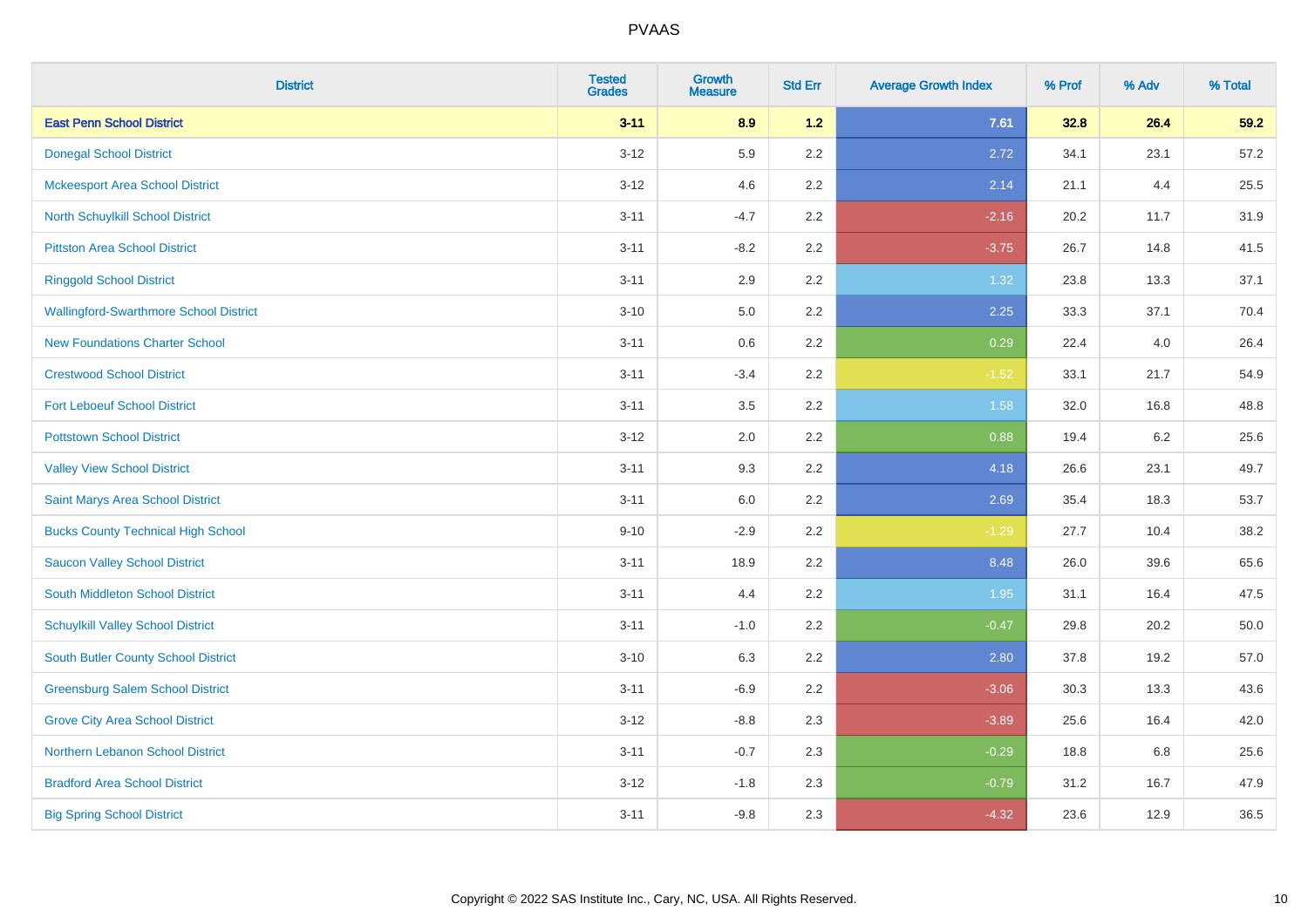# PVAAS

| District | Tested Grades | Growth Measure | Std Err | Average Growth Index | % Prof | % Adv | % Total |
|---|---|---|---|---|---|---|---|
| **East Penn School District** | **3-11** | **8.9** | **1.2** | **7.61** | **32.8** | **26.4** | **59.2** |
| Donegal School District | 3-12 | 5.9 | 2.2 | 2.72 | 34.1 | 23.1 | 57.2 |
| Mckeesport Area School District | 3-12 | 4.6 | 2.2 | 2.14 | 21.1 | 4.4 | 25.5 |
| North Schuylkill School District | 3-11 | -4.7 | 2.2 | -2.16 | 20.2 | 11.7 | 31.9 |
| Pittston Area School District | 3-11 | -8.2 | 2.2 | -3.75 | 26.7 | 14.8 | 41.5 |
| Ringgold School District | 3-11 | 2.9 | 2.2 | 1.32 | 23.8 | 13.3 | 37.1 |
| Wallingford-Swarthmore School District | 3-10 | 5.0 | 2.2 | 2.25 | 33.3 | 37.1 | 70.4 |
| New Foundations Charter School | 3-11 | 0.6 | 2.2 | 0.29 | 22.4 | 4.0 | 26.4 |
| Crestwood School District | 3-11 | -3.4 | 2.2 | -1.52 | 33.1 | 21.7 | 54.9 |
| Fort Leboeuf School District | 3-11 | 3.5 | 2.2 | 1.58 | 32.0 | 16.8 | 48.8 |
| Pottstown School District | 3-12 | 2.0 | 2.2 | 0.88 | 19.4 | 6.2 | 25.6 |
| Valley View School District | 3-11 | 9.3 | 2.2 | 4.18 | 26.6 | 23.1 | 49.7 |
| Saint Marys Area School District | 3-11 | 6.0 | 2.2 | 2.69 | 35.4 | 18.3 | 53.7 |
| Bucks County Technical High School | 9-10 | -2.9 | 2.2 | -1.29 | 27.7 | 10.4 | 38.2 |
| Saucon Valley School District | 3-11 | 18.9 | 2.2 | 8.48 | 26.0 | 39.6 | 65.6 |
| South Middleton School District | 3-11 | 4.4 | 2.2 | 1.95 | 31.1 | 16.4 | 47.5 |
| Schuylkill Valley School District | 3-11 | -1.0 | 2.2 | -0.47 | 29.8 | 20.2 | 50.0 |
| South Butler County School District | 3-10 | 6.3 | 2.2 | 2.80 | 37.8 | 19.2 | 57.0 |
| Greensburg Salem School District | 3-11 | -6.9 | 2.2 | -3.06 | 30.3 | 13.3 | 43.6 |
| Grove City Area School District | 3-12 | -8.8 | 2.3 | -3.89 | 25.6 | 16.4 | 42.0 |
| Northern Lebanon School District | 3-11 | -0.7 | 2.3 | -0.29 | 18.8 | 6.8 | 25.6 |
| Bradford Area School District | 3-12 | -1.8 | 2.3 | -0.79 | 31.2 | 16.7 | 47.9 |
| Big Spring School District | 3-11 | -9.8 | 2.3 | -4.32 | 23.6 | 12.9 | 36.5 |

Copyright © 2022 SAS Institute Inc., Cary, NC, USA. All Rights Reserved.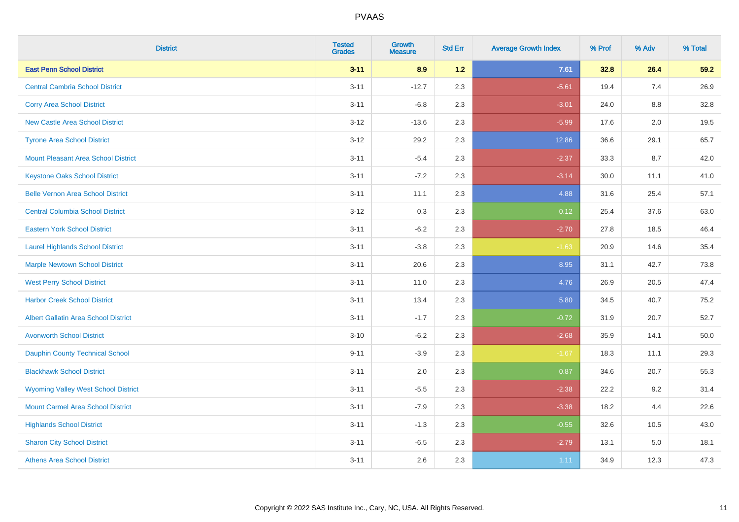| District | Tested Grades | Growth Measure | Std Err | Average Growth Index | % Prof | % Adv | % Total |
|---|---|---|---|---|---|---|---|
| **East Penn School District** | **3-11** | **8.9** | **1.2** | **7.61** | **32.8** | **26.4** | **59.2** |
| Central Cambria School District | 3-11 | -12.7 | 2.3 | -5.61 | 19.4 | 7.4 | 26.9 |
| Corry Area School District | 3-11 | -6.8 | 2.3 | -3.01 | 24.0 | 8.8 | 32.8 |
| New Castle Area School District | 3-12 | -13.6 | 2.3 | -5.99 | 17.6 | 2.0 | 19.5 |
| Tyrone Area School District | 3-12 | 29.2 | 2.3 | 12.86 | 36.6 | 29.1 | 65.7 |
| Mount Pleasant Area School District | 3-11 | -5.4 | 2.3 | -2.37 | 33.3 | 8.7 | 42.0 |
| Keystone Oaks School District | 3-11 | -7.2 | 2.3 | -3.14 | 30.0 | 11.1 | 41.0 |
| Belle Vernon Area School District | 3-11 | 11.1 | 2.3 | 4.88 | 31.6 | 25.4 | 57.1 |
| Central Columbia School District | 3-12 | 0.3 | 2.3 | 0.12 | 25.4 | 37.6 | 63.0 |
| Eastern York School District | 3-11 | -6.2 | 2.3 | -2.70 | 27.8 | 18.5 | 46.4 |
| Laurel Highlands School District | 3-11 | -3.8 | 2.3 | -1.63 | 20.9 | 14.6 | 35.4 |
| Marple Newtown School District | 3-11 | 20.6 | 2.3 | 8.95 | 31.1 | 42.7 | 73.8 |
| West Perry School District | 3-11 | 11.0 | 2.3 | 4.76 | 26.9 | 20.5 | 47.4 |
| Harbor Creek School District | 3-11 | 13.4 | 2.3 | 5.80 | 34.5 | 40.7 | 75.2 |
| Albert Gallatin Area School District | 3-11 | -1.7 | 2.3 | -0.72 | 31.9 | 20.7 | 52.7 |
| Avonworth School District | 3-10 | -6.2 | 2.3 | -2.68 | 35.9 | 14.1 | 50.0 |
| Dauphin County Technical School | 9-11 | -3.9 | 2.3 | -1.67 | 18.3 | 11.1 | 29.3 |
| Blackhawk School District | 3-11 | 2.0 | 2.3 | 0.87 | 34.6 | 20.7 | 55.3 |
| Wyoming Valley West School District | 3-11 | -5.5 | 2.3 | -2.38 | 22.2 | 9.2 | 31.4 |
| Mount Carmel Area School District | 3-11 | -7.9 | 2.3 | -3.38 | 18.2 | 4.4 | 22.6 |
| Highlands School District | 3-11 | -1.3 | 2.3 | -0.55 | 32.6 | 10.5 | 43.0 |
| Sharon City School District | 3-11 | -6.5 | 2.3 | -2.79 | 13.1 | 5.0 | 18.1 |
| Athens Area School District | 3-11 | 2.6 | 2.3 | 1.11 | 34.9 | 12.3 | 47.3 |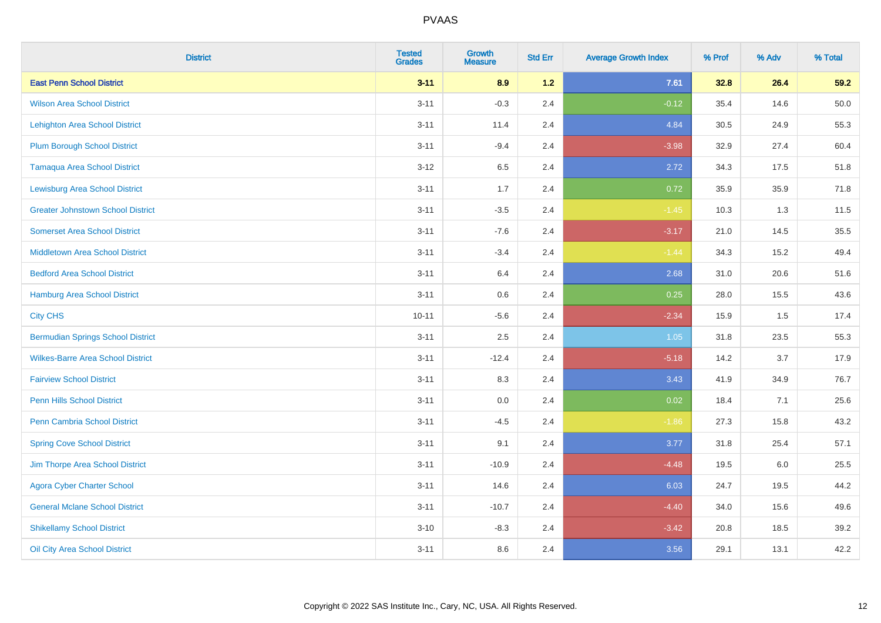# PVAAS

| District | Tested Grades | Growth Measure | Std Err | Average Growth Index | % Prof | % Adv | % Total |
|---|---|---|---|---|---|---|---|
| **East Penn School District** | **3-11** | **8.9** | **1.2** | **7.61** | **32.8** | **26.4** | **59.2** |
| Wilson Area School District | 3-11 | -0.3 | 2.4 | -0.12 | 35.4 | 14.6 | 50.0 |
| Lehighton Area School District | 3-11 | 11.4 | 2.4 | 4.84 | 30.5 | 24.9 | 55.3 |
| Plum Borough School District | 3-11 | -9.4 | 2.4 | -3.98 | 32.9 | 27.4 | 60.4 |
| Tamaqua Area School District | 3-12 | 6.5 | 2.4 | 2.72 | 34.3 | 17.5 | 51.8 |
| Lewisburg Area School District | 3-11 | 1.7 | 2.4 | 0.72 | 35.9 | 35.9 | 71.8 |
| Greater Johnstown School District | 3-11 | -3.5 | 2.4 | -1.45 | 10.3 | 1.3 | 11.5 |
| Somerset Area School District | 3-11 | -7.6 | 2.4 | -3.17 | 21.0 | 14.5 | 35.5 |
| Middletown Area School District | 3-11 | -3.4 | 2.4 | -1.44 | 34.3 | 15.2 | 49.4 |
| Bedford Area School District | 3-11 | 6.4 | 2.4 | 2.68 | 31.0 | 20.6 | 51.6 |
| Hamburg Area School District | 3-11 | 0.6 | 2.4 | 0.25 | 28.0 | 15.5 | 43.6 |
| City CHS | 10-11 | -5.6 | 2.4 | -2.34 | 15.9 | 1.5 | 17.4 |
| Bermudian Springs School District | 3-11 | 2.5 | 2.4 | 1.05 | 31.8 | 23.5 | 55.3 |
| Wilkes-Barre Area School District | 3-11 | -12.4 | 2.4 | -5.18 | 14.2 | 3.7 | 17.9 |
| Fairview School District | 3-11 | 8.3 | 2.4 | 3.43 | 41.9 | 34.9 | 76.7 |
| Penn Hills School District | 3-11 | 0.0 | 2.4 | 0.02 | 18.4 | 7.1 | 25.6 |
| Penn Cambria School District | 3-11 | -4.5 | 2.4 | -1.86 | 27.3 | 15.8 | 43.2 |
| Spring Cove School District | 3-11 | 9.1 | 2.4 | 3.77 | 31.8 | 25.4 | 57.1 |
| Jim Thorpe Area School District | 3-11 | -10.9 | 2.4 | -4.48 | 19.5 | 6.0 | 25.5 |
| Agora Cyber Charter School | 3-11 | 14.6 | 2.4 | 6.03 | 24.7 | 19.5 | 44.2 |
| General Mclane School District | 3-11 | -10.7 | 2.4 | -4.40 | 34.0 | 15.6 | 49.6 |
| Shikellamy School District | 3-10 | -8.3 | 2.4 | -3.42 | 20.8 | 18.5 | 39.2 |
| Oil City Area School District | 3-11 | 8.6 | 2.4 | 3.56 | 29.1 | 13.1 | 42.2 |

Copyright © 2022 SAS Institute Inc., Cary, NC, USA. All Rights Reserved.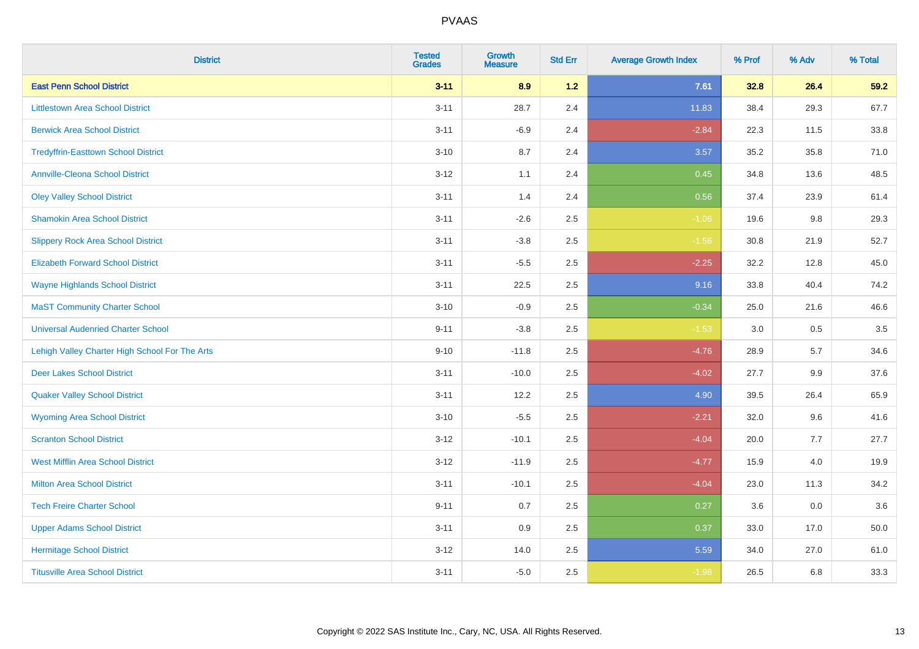PVAAS

| District | Tested Grades | Growth Measure | Std Err | Average Growth Index | % Prof | % Adv | % Total |
|---|---|---|---|---|---|---|---|
| **East Penn School District** | **3-11** | **8.9** | **1.2** | **7.61** | **32.8** | **26.4** | **59.2** |
| Littlestown Area School District | 3-11 | 28.7 | 2.4 | 11.83 | 38.4 | 29.3 | 67.7 |
| Berwick Area School District | 3-11 | -6.9 | 2.4 | -2.84 | 22.3 | 11.5 | 33.8 |
| Tredyffrin-Easttown School District | 3-10 | 8.7 | 2.4 | 3.57 | 35.2 | 35.8 | 71.0 |
| Annville-Cleona School District | 3-12 | 1.1 | 2.4 | 0.45 | 34.8 | 13.6 | 48.5 |
| Oley Valley School District | 3-11 | 1.4 | 2.4 | 0.56 | 37.4 | 23.9 | 61.4 |
| Shamokin Area School District | 3-11 | -2.6 | 2.5 | -1.06 | 19.6 | 9.8 | 29.3 |
| Slippery Rock Area School District | 3-11 | -3.8 | 2.5 | -1.56 | 30.8 | 21.9 | 52.7 |
| Elizabeth Forward School District | 3-11 | -5.5 | 2.5 | -2.25 | 32.2 | 12.8 | 45.0 |
| Wayne Highlands School District | 3-11 | 22.5 | 2.5 | 9.16 | 33.8 | 40.4 | 74.2 |
| MaST Community Charter School | 3-10 | -0.9 | 2.5 | -0.34 | 25.0 | 21.6 | 46.6 |
| Universal Audenried Charter School | 9-11 | -3.8 | 2.5 | -1.53 | 3.0 | 0.5 | 3.5 |
| Lehigh Valley Charter High School For The Arts | 9-10 | -11.8 | 2.5 | -4.76 | 28.9 | 5.7 | 34.6 |
| Deer Lakes School District | 3-11 | -10.0 | 2.5 | -4.02 | 27.7 | 9.9 | 37.6 |
| Quaker Valley School District | 3-11 | 12.2 | 2.5 | 4.90 | 39.5 | 26.4 | 65.9 |
| Wyoming Area School District | 3-10 | -5.5 | 2.5 | -2.21 | 32.0 | 9.6 | 41.6 |
| Scranton School District | 3-12 | -10.1 | 2.5 | -4.04 | 20.0 | 7.7 | 27.7 |
| West Mifflin Area School District | 3-12 | -11.9 | 2.5 | -4.77 | 15.9 | 4.0 | 19.9 |
| Milton Area School District | 3-11 | -10.1 | 2.5 | -4.04 | 23.0 | 11.3 | 34.2 |
| Tech Freire Charter School | 9-11 | 0.7 | 2.5 | 0.27 | 3.6 | 0.0 | 3.6 |
| Upper Adams School District | 3-11 | 0.9 | 2.5 | 0.37 | 33.0 | 17.0 | 50.0 |
| Hermitage School District | 3-12 | 14.0 | 2.5 | 5.59 | 34.0 | 27.0 | 61.0 |
| Titusville Area School District | 3-11 | -5.0 | 2.5 | -1.98 | 26.5 | 6.8 | 33.3 |

Copyright © 2022 SAS Institute Inc., Cary, NC, USA. All Rights Reserved.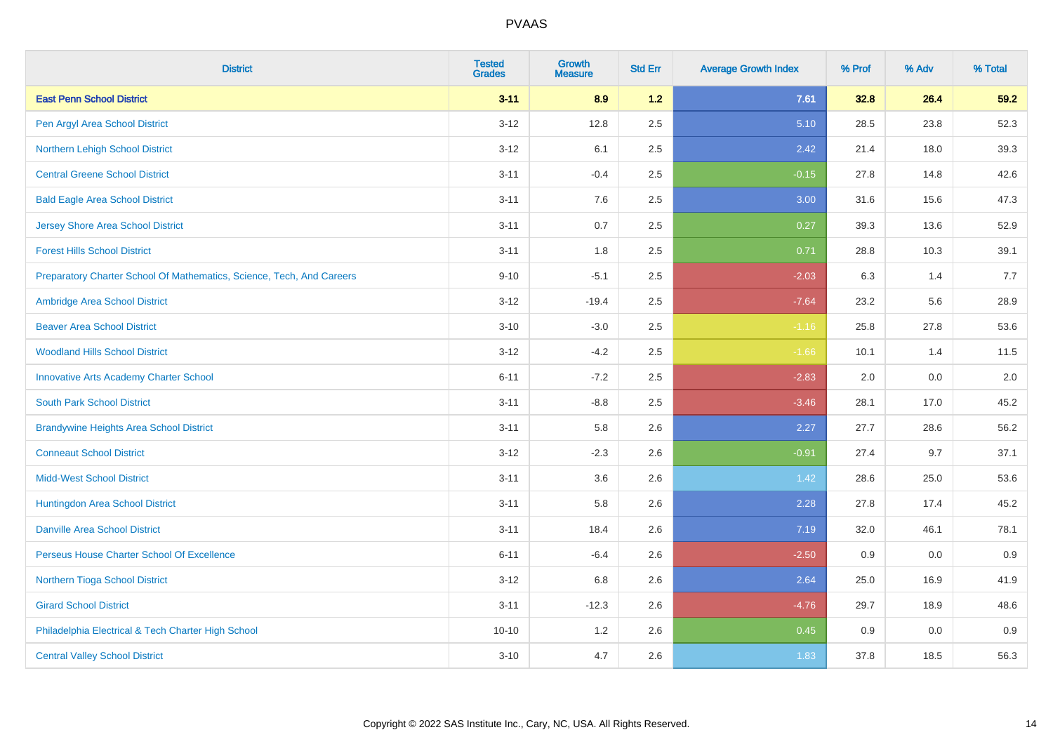PVAAS

| District | Tested Grades | Growth Measure | Std Err | Average Growth Index | % Prof | % Adv | % Total |
|---|---|---|---|---|---|---|---|
| **East Penn School District** | **3-11** | **8.9** | **1.2** | **7.61** | **32.8** | **26.4** | **59.2** |
| Pen Argyl Area School District | 3-12 | 12.8 | 2.5 | 5.10 | 28.5 | 23.8 | 52.3 |
| Northern Lehigh School District | 3-12 | 6.1 | 2.5 | 2.42 | 21.4 | 18.0 | 39.3 |
| Central Greene School District | 3-11 | -0.4 | 2.5 | -0.15 | 27.8 | 14.8 | 42.6 |
| Bald Eagle Area School District | 3-11 | 7.6 | 2.5 | 3.00 | 31.6 | 15.6 | 47.3 |
| Jersey Shore Area School District | 3-11 | 0.7 | 2.5 | 0.27 | 39.3 | 13.6 | 52.9 |
| Forest Hills School District | 3-11 | 1.8 | 2.5 | 0.71 | 28.8 | 10.3 | 39.1 |
| Preparatory Charter School Of Mathematics, Science, Tech, And Careers | 9-10 | -5.1 | 2.5 | -2.03 | 6.3 | 1.4 | 7.7 |
| Ambridge Area School District | 3-12 | -19.4 | 2.5 | -7.64 | 23.2 | 5.6 | 28.9 |
| Beaver Area School District | 3-10 | -3.0 | 2.5 | -1.16 | 25.8 | 27.8 | 53.6 |
| Woodland Hills School District | 3-12 | -4.2 | 2.5 | -1.66 | 10.1 | 1.4 | 11.5 |
| Innovative Arts Academy Charter School | 6-11 | -7.2 | 2.5 | -2.83 | 2.0 | 0.0 | 2.0 |
| South Park School District | 3-11 | -8.8 | 2.5 | -3.46 | 28.1 | 17.0 | 45.2 |
| Brandywine Heights Area School District | 3-11 | 5.8 | 2.6 | 2.27 | 27.7 | 28.6 | 56.2 |
| Conneaut School District | 3-12 | -2.3 | 2.6 | -0.91 | 27.4 | 9.7 | 37.1 |
| Midd-West School District | 3-11 | 3.6 | 2.6 | 1.42 | 28.6 | 25.0 | 53.6 |
| Huntingdon Area School District | 3-11 | 5.8 | 2.6 | 2.28 | 27.8 | 17.4 | 45.2 |
| Danville Area School District | 3-11 | 18.4 | 2.6 | 7.19 | 32.0 | 46.1 | 78.1 |
| Perseus House Charter School Of Excellence | 6-11 | -6.4 | 2.6 | -2.50 | 0.9 | 0.0 | 0.9 |
| Northern Tioga School District | 3-12 | 6.8 | 2.6 | 2.64 | 25.0 | 16.9 | 41.9 |
| Girard School District | 3-11 | -12.3 | 2.6 | -4.76 | 29.7 | 18.9 | 48.6 |
| Philadelphia Electrical & Tech Charter High School | 10-10 | 1.2 | 2.6 | 0.45 | 0.9 | 0.0 | 0.9 |
| Central Valley School District | 3-10 | 4.7 | 2.6 | 1.83 | 37.8 | 18.5 | 56.3 |

Copyright © 2022 SAS Institute Inc., Cary, NC, USA. All Rights Reserved.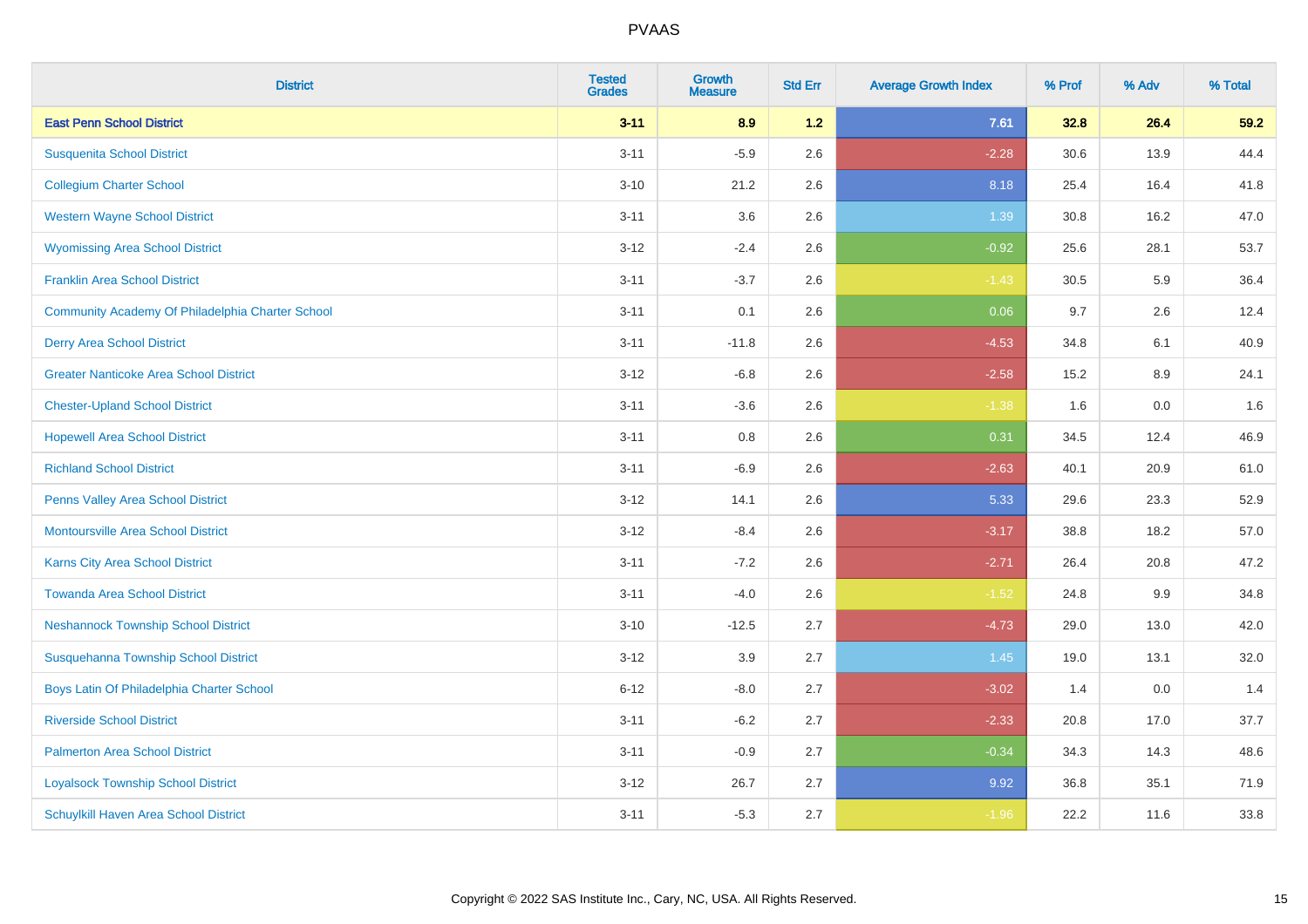| District | Tested Grades | Growth Measure | Std Err | Average Growth Index | % Prof | % Adv | % Total |
|---|---|---|---|---|---|---|---|
| **East Penn School District** | **3-11** | **8.9** | **1.2** | **7.61** | **32.8** | **26.4** | **59.2** |
| Susquenita School District | 3-11 | -5.9 | 2.6 | -2.28 | 30.6 | 13.9 | 44.4 |
| Collegium Charter School | 3-10 | 21.2 | 2.6 | 8.18 | 25.4 | 16.4 | 41.8 |
| Western Wayne School District | 3-11 | 3.6 | 2.6 | 1.39 | 30.8 | 16.2 | 47.0 |
| Wyomissing Area School District | 3-12 | -2.4 | 2.6 | -0.92 | 25.6 | 28.1 | 53.7 |
| Franklin Area School District | 3-11 | -3.7 | 2.6 | -1.43 | 30.5 | 5.9 | 36.4 |
| Community Academy Of Philadelphia Charter School | 3-11 | 0.1 | 2.6 | 0.06 | 9.7 | 2.6 | 12.4 |
| Derry Area School District | 3-11 | -11.8 | 2.6 | -4.53 | 34.8 | 6.1 | 40.9 |
| Greater Nanticoke Area School District | 3-12 | -6.8 | 2.6 | -2.58 | 15.2 | 8.9 | 24.1 |
| Chester-Upland School District | 3-11 | -3.6 | 2.6 | -1.38 | 1.6 | 0.0 | 1.6 |
| Hopewell Area School District | 3-11 | 0.8 | 2.6 | 0.31 | 34.5 | 12.4 | 46.9 |
| Richland School District | 3-11 | -6.9 | 2.6 | -2.63 | 40.1 | 20.9 | 61.0 |
| Penns Valley Area School District | 3-12 | 14.1 | 2.6 | 5.33 | 29.6 | 23.3 | 52.9 |
| Montoursville Area School District | 3-12 | -8.4 | 2.6 | -3.17 | 38.8 | 18.2 | 57.0 |
| Karns City Area School District | 3-11 | -7.2 | 2.6 | -2.71 | 26.4 | 20.8 | 47.2 |
| Towanda Area School District | 3-11 | -4.0 | 2.6 | -1.52 | 24.8 | 9.9 | 34.8 |
| Neshannock Township School District | 3-10 | -12.5 | 2.7 | -4.73 | 29.0 | 13.0 | 42.0 |
| Susquehanna Township School District | 3-12 | 3.9 | 2.7 | 1.45 | 19.0 | 13.1 | 32.0 |
| Boys Latin Of Philadelphia Charter School | 6-12 | -8.0 | 2.7 | -3.02 | 1.4 | 0.0 | 1.4 |
| Riverside School District | 3-11 | -6.2 | 2.7 | -2.33 | 20.8 | 17.0 | 37.7 |
| Palmerton Area School District | 3-11 | -0.9 | 2.7 | -0.34 | 34.3 | 14.3 | 48.6 |
| Loyalsock Township School District | 3-12 | 26.7 | 2.7 | 9.92 | 36.8 | 35.1 | 71.9 |
| Schuylkill Haven Area School District | 3-11 | -5.3 | 2.7 | -1.96 | 22.2 | 11.6 | 33.8 |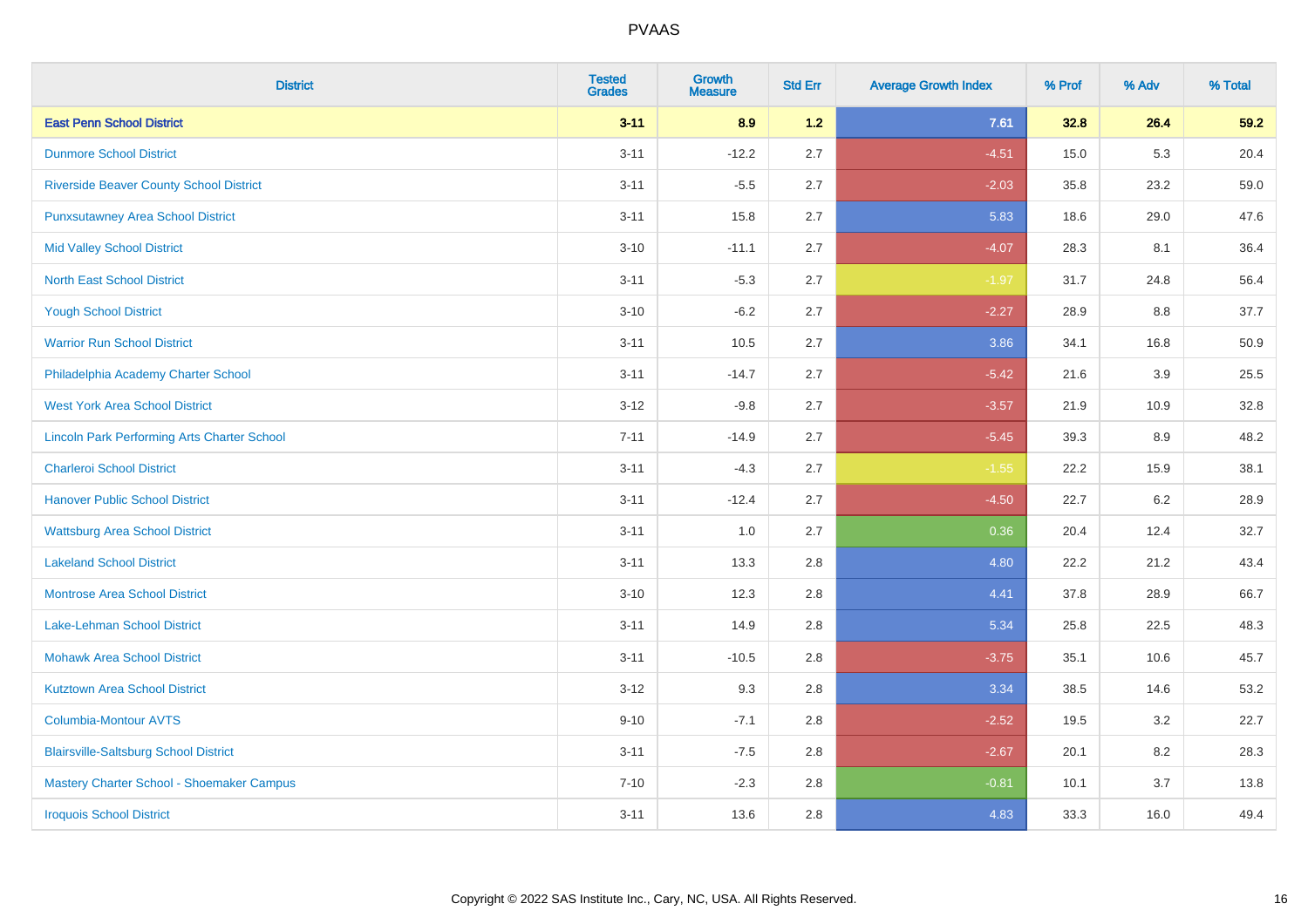# PVAAS

| District | Tested Grades | Growth Measure | Std Err | Average Growth Index | % Prof | % Adv | % Total |
|---|---|---|---|---|---|---|---|
| **East Penn School District** | **3-11** | **8.9** | **1.2** | **7.61** | **32.8** | **26.4** | **59.2** |
| Dunmore School District | 3-11 | -12.2 | 2.7 | -4.51 | 15.0 | 5.3 | 20.4 |
| Riverside Beaver County School District | 3-11 | -5.5 | 2.7 | -2.03 | 35.8 | 23.2 | 59.0 |
| Punxsutawney Area School District | 3-11 | 15.8 | 2.7 | 5.83 | 18.6 | 29.0 | 47.6 |
| Mid Valley School District | 3-10 | -11.1 | 2.7 | -4.07 | 28.3 | 8.1 | 36.4 |
| North East School District | 3-11 | -5.3 | 2.7 | -1.97 | 31.7 | 24.8 | 56.4 |
| Yough School District | 3-10 | -6.2 | 2.7 | -2.27 | 28.9 | 8.8 | 37.7 |
| Warrior Run School District | 3-11 | 10.5 | 2.7 | 3.86 | 34.1 | 16.8 | 50.9 |
| Philadelphia Academy Charter School | 3-11 | -14.7 | 2.7 | -5.42 | 21.6 | 3.9 | 25.5 |
| West York Area School District | 3-12 | -9.8 | 2.7 | -3.57 | 21.9 | 10.9 | 32.8 |
| Lincoln Park Performing Arts Charter School | 7-11 | -14.9 | 2.7 | -5.45 | 39.3 | 8.9 | 48.2 |
| Charleroi School District | 3-11 | -4.3 | 2.7 | -1.55 | 22.2 | 15.9 | 38.1 |
| Hanover Public School District | 3-11 | -12.4 | 2.7 | -4.50 | 22.7 | 6.2 | 28.9 |
| Wattsburg Area School District | 3-11 | 1.0 | 2.7 | 0.36 | 20.4 | 12.4 | 32.7 |
| Lakeland School District | 3-11 | 13.3 | 2.8 | 4.80 | 22.2 | 21.2 | 43.4 |
| Montrose Area School District | 3-10 | 12.3 | 2.8 | 4.41 | 37.8 | 28.9 | 66.7 |
| Lake-Lehman School District | 3-11 | 14.9 | 2.8 | 5.34 | 25.8 | 22.5 | 48.3 |
| Mohawk Area School District | 3-11 | -10.5 | 2.8 | -3.75 | 35.1 | 10.6 | 45.7 |
| Kutztown Area School District | 3-12 | 9.3 | 2.8 | 3.34 | 38.5 | 14.6 | 53.2 |
| Columbia-Montour AVTS | 9-10 | -7.1 | 2.8 | -2.52 | 19.5 | 3.2 | 22.7 |
| Blairsville-Saltsburg School District | 3-11 | -7.5 | 2.8 | -2.67 | 20.1 | 8.2 | 28.3 |
| Mastery Charter School - Shoemaker Campus | 7-10 | -2.3 | 2.8 | -0.81 | 10.1 | 3.7 | 13.8 |
| Iroquois School District | 3-11 | 13.6 | 2.8 | 4.83 | 33.3 | 16.0 | 49.4 |

Copyright © 2022 SAS Institute Inc., Cary, NC, USA. All Rights Reserved.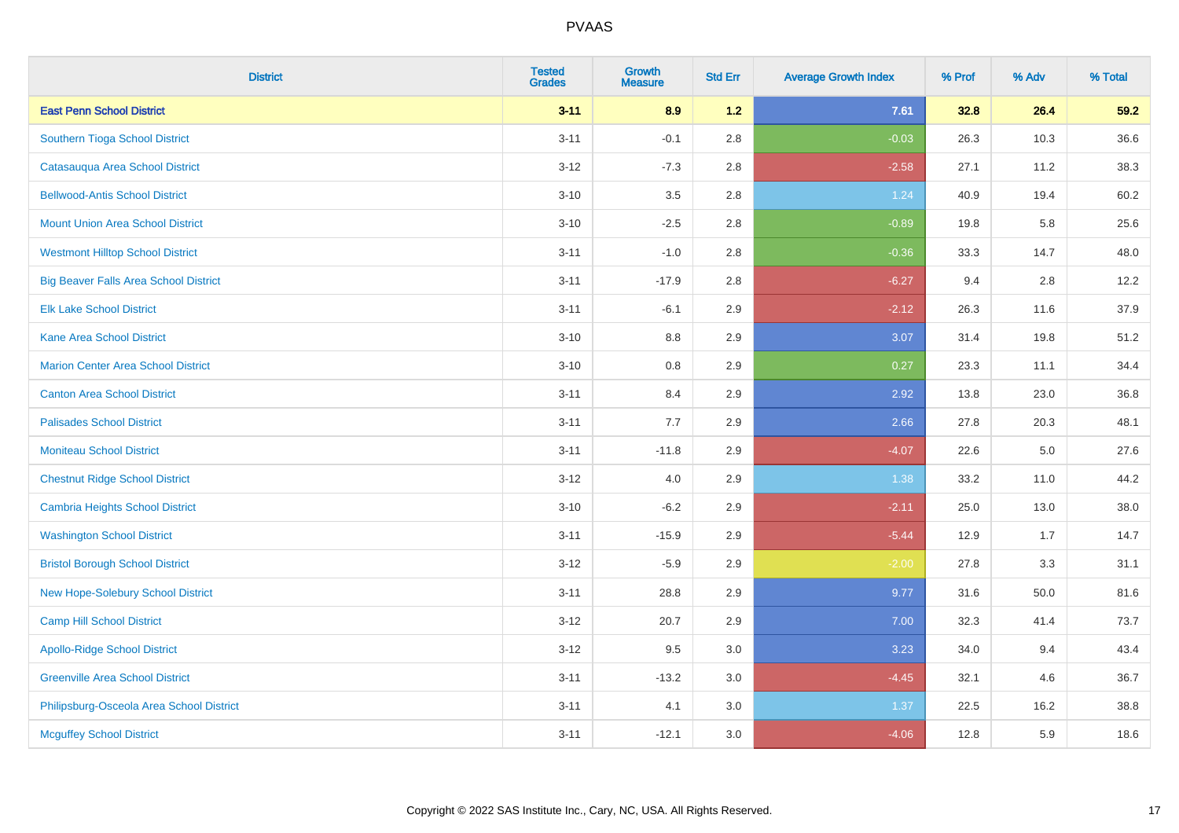| District | Tested Grades | Growth Measure | Std Err | Average Growth Index | % Prof | % Adv | % Total |
|---|---|---|---|---|---|---|---|
| **East Penn School District** | **3-11** | **8.9** | **1.2** | **7.61** | **32.8** | **26.4** | **59.2** |
| Southern Tioga School District | 3-11 | -0.1 | 2.8 | -0.03 | 26.3 | 10.3 | 36.6 |
| Catasauqua Area School District | 3-12 | -7.3 | 2.8 | -2.58 | 27.1 | 11.2 | 38.3 |
| Bellwood-Antis School District | 3-10 | 3.5 | 2.8 | 1.24 | 40.9 | 19.4 | 60.2 |
| Mount Union Area School District | 3-10 | -2.5 | 2.8 | -0.89 | 19.8 | 5.8 | 25.6 |
| Westmont Hilltop School District | 3-11 | -1.0 | 2.8 | -0.36 | 33.3 | 14.7 | 48.0 |
| Big Beaver Falls Area School District | 3-11 | -17.9 | 2.8 | -6.27 | 9.4 | 2.8 | 12.2 |
| Elk Lake School District | 3-11 | -6.1 | 2.9 | -2.12 | 26.3 | 11.6 | 37.9 |
| Kane Area School District | 3-10 | 8.8 | 2.9 | 3.07 | 31.4 | 19.8 | 51.2 |
| Marion Center Area School District | 3-10 | 0.8 | 2.9 | 0.27 | 23.3 | 11.1 | 34.4 |
| Canton Area School District | 3-11 | 8.4 | 2.9 | 2.92 | 13.8 | 23.0 | 36.8 |
| Palisades School District | 3-11 | 7.7 | 2.9 | 2.66 | 27.8 | 20.3 | 48.1 |
| Moniteau School District | 3-11 | -11.8 | 2.9 | -4.07 | 22.6 | 5.0 | 27.6 |
| Chestnut Ridge School District | 3-12 | 4.0 | 2.9 | 1.38 | 33.2 | 11.0 | 44.2 |
| Cambria Heights School District | 3-10 | -6.2 | 2.9 | -2.11 | 25.0 | 13.0 | 38.0 |
| Washington School District | 3-11 | -15.9 | 2.9 | -5.44 | 12.9 | 1.7 | 14.7 |
| Bristol Borough School District | 3-12 | -5.9 | 2.9 | -2.00 | 27.8 | 3.3 | 31.1 |
| New Hope-Solebury School District | 3-11 | 28.8 | 2.9 | 9.77 | 31.6 | 50.0 | 81.6 |
| Camp Hill School District | 3-12 | 20.7 | 2.9 | 7.00 | 32.3 | 41.4 | 73.7 |
| Apollo-Ridge School District | 3-12 | 9.5 | 3.0 | 3.23 | 34.0 | 9.4 | 43.4 |
| Greenville Area School District | 3-11 | -13.2 | 3.0 | -4.45 | 32.1 | 4.6 | 36.7 |
| Philipsburg-Osceola Area School District | 3-11 | 4.1 | 3.0 | 1.37 | 22.5 | 16.2 | 38.8 |
| Mcguffey School District | 3-11 | -12.1 | 3.0 | -4.06 | 12.8 | 5.9 | 18.6 |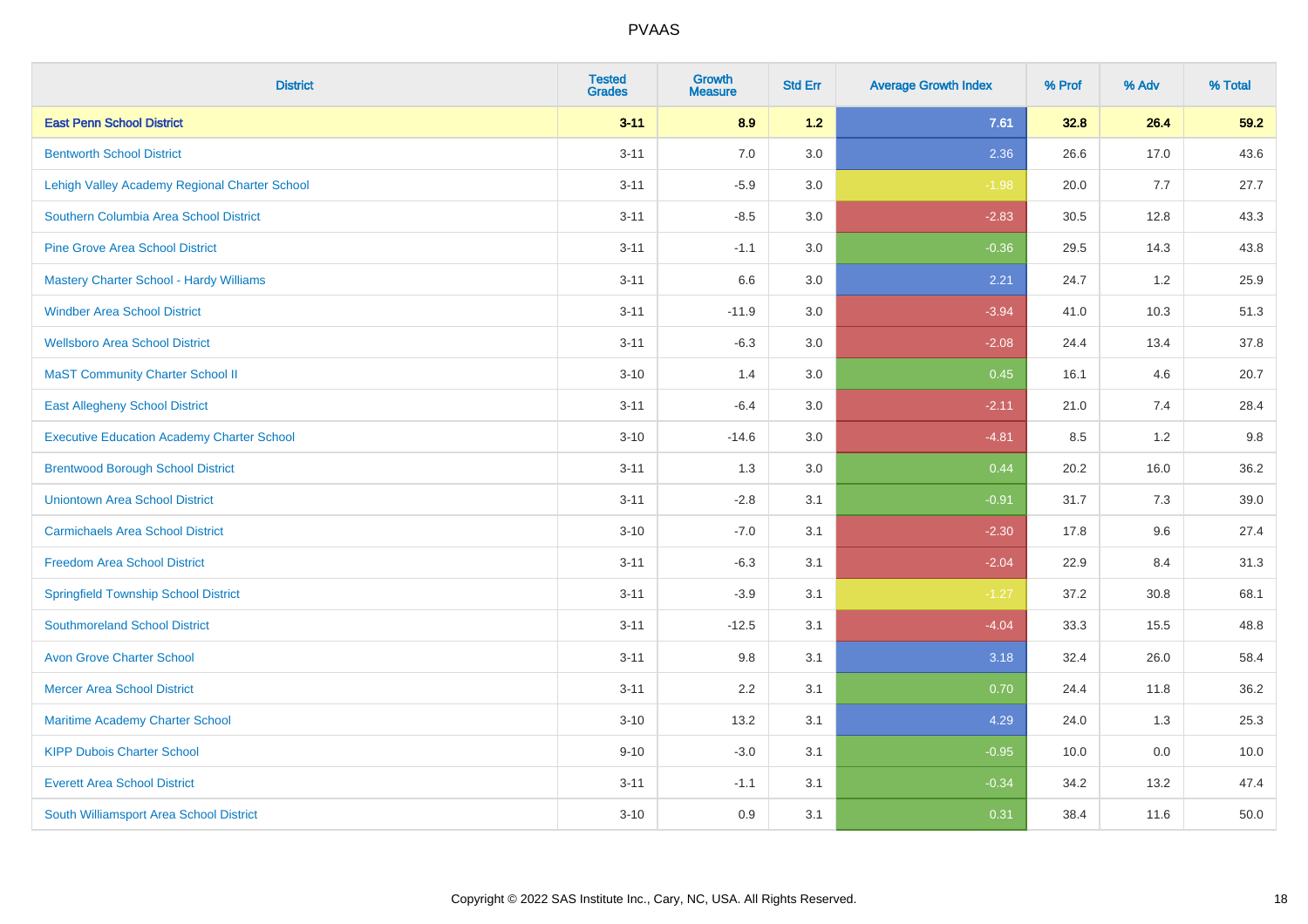| District | Tested Grades | Growth Measure | Std Err | Average Growth Index | % Prof | % Adv | % Total |
|---|---|---|---|---|---|---|---|
| **East Penn School District** | **3-11** | **8.9** | **1.2** | **7.61** | **32.8** | **26.4** | **59.2** |
| Bentworth School District | 3-11 | 7.0 | 3.0 | 2.36 | 26.6 | 17.0 | 43.6 |
| Lehigh Valley Academy Regional Charter School | 3-11 | -5.9 | 3.0 | -1.98 | 20.0 | 7.7 | 27.7 |
| Southern Columbia Area School District | 3-11 | -8.5 | 3.0 | -2.83 | 30.5 | 12.8 | 43.3 |
| Pine Grove Area School District | 3-11 | -1.1 | 3.0 | -0.36 | 29.5 | 14.3 | 43.8 |
| Mastery Charter School - Hardy Williams | 3-11 | 6.6 | 3.0 | 2.21 | 24.7 | 1.2 | 25.9 |
| Windber Area School District | 3-11 | -11.9 | 3.0 | -3.94 | 41.0 | 10.3 | 51.3 |
| Wellsboro Area School District | 3-11 | -6.3 | 3.0 | -2.08 | 24.4 | 13.4 | 37.8 |
| MaST Community Charter School II | 3-10 | 1.4 | 3.0 | 0.45 | 16.1 | 4.6 | 20.7 |
| East Allegheny School District | 3-11 | -6.4 | 3.0 | -2.11 | 21.0 | 7.4 | 28.4 |
| Executive Education Academy Charter School | 3-10 | -14.6 | 3.0 | -4.81 | 8.5 | 1.2 | 9.8 |
| Brentwood Borough School District | 3-11 | 1.3 | 3.0 | 0.44 | 20.2 | 16.0 | 36.2 |
| Uniontown Area School District | 3-11 | -2.8 | 3.1 | -0.91 | 31.7 | 7.3 | 39.0 |
| Carmichaels Area School District | 3-10 | -7.0 | 3.1 | -2.30 | 17.8 | 9.6 | 27.4 |
| Freedom Area School District | 3-11 | -6.3 | 3.1 | -2.04 | 22.9 | 8.4 | 31.3 |
| Springfield Township School District | 3-11 | -3.9 | 3.1 | -1.27 | 37.2 | 30.8 | 68.1 |
| Southmoreland School District | 3-11 | -12.5 | 3.1 | -4.04 | 33.3 | 15.5 | 48.8 |
| Avon Grove Charter School | 3-11 | 9.8 | 3.1 | 3.18 | 32.4 | 26.0 | 58.4 |
| Mercer Area School District | 3-11 | 2.2 | 3.1 | 0.70 | 24.4 | 11.8 | 36.2 |
| Maritime Academy Charter School | 3-10 | 13.2 | 3.1 | 4.29 | 24.0 | 1.3 | 25.3 |
| KIPP Dubois Charter School | 9-10 | -3.0 | 3.1 | -0.95 | 10.0 | 0.0 | 10.0 |
| Everett Area School District | 3-11 | -1.1 | 3.1 | -0.34 | 34.2 | 13.2 | 47.4 |
| South Williamsport Area School District | 3-10 | 0.9 | 3.1 | 0.31 | 38.4 | 11.6 | 50.0 |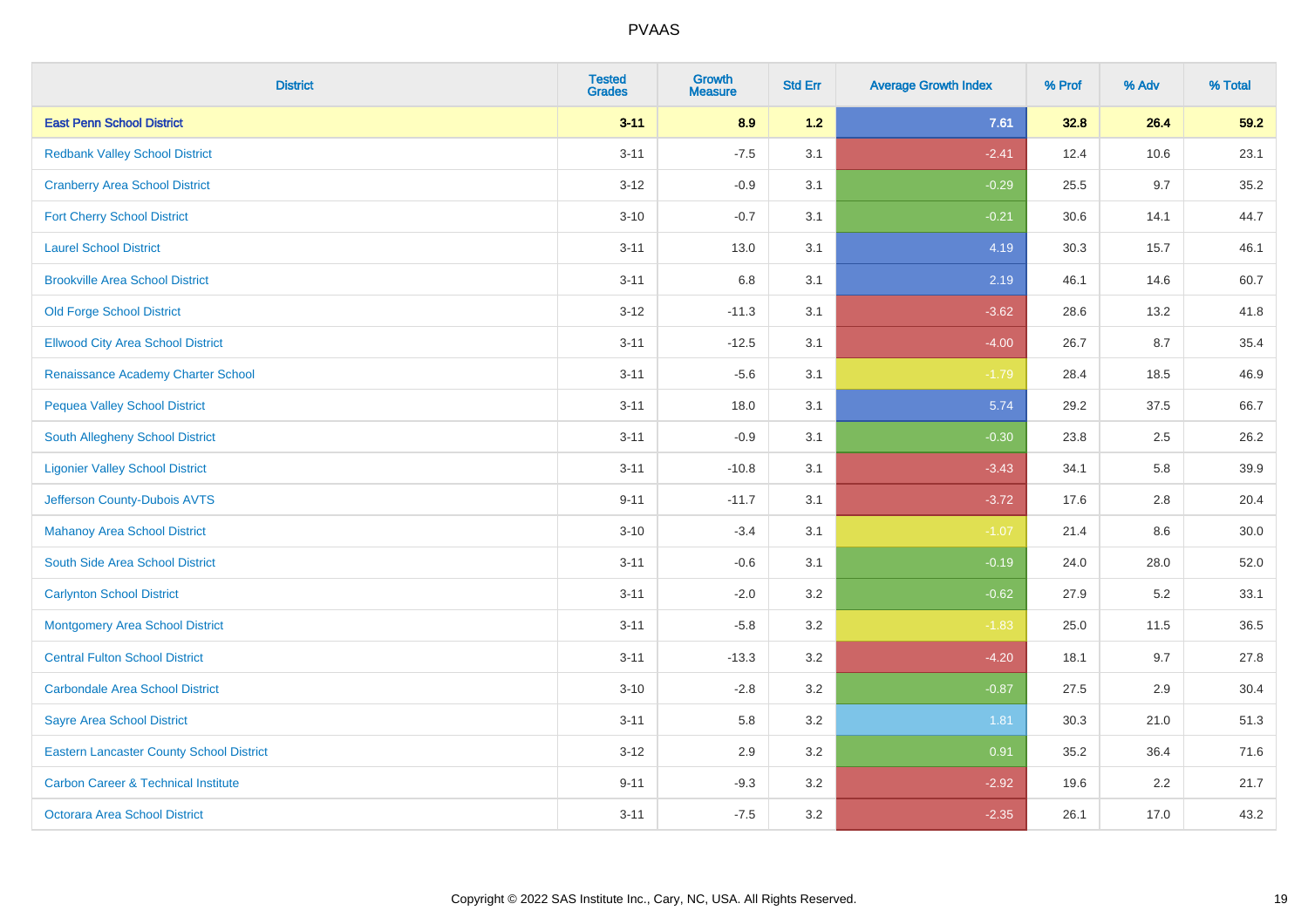# PVAAS

| District | Tested Grades | Growth Measure | Std Err | Average Growth Index | % Prof | % Adv | % Total |
|---|---|---|---|---|---|---|---|
| **East Penn School District** | **3-11** | **8.9** | **1.2** | **7.61** | **32.8** | **26.4** | **59.2** |
| Redbank Valley School District | 3-11 | -7.5 | 3.1 | -2.41 | 12.4 | 10.6 | 23.1 |
| Cranberry Area School District | 3-12 | -0.9 | 3.1 | -0.29 | 25.5 | 9.7 | 35.2 |
| Fort Cherry School District | 3-10 | -0.7 | 3.1 | -0.21 | 30.6 | 14.1 | 44.7 |
| Laurel School District | 3-11 | 13.0 | 3.1 | 4.19 | 30.3 | 15.7 | 46.1 |
| Brookville Area School District | 3-11 | 6.8 | 3.1 | 2.19 | 46.1 | 14.6 | 60.7 |
| Old Forge School District | 3-12 | -11.3 | 3.1 | -3.62 | 28.6 | 13.2 | 41.8 |
| Ellwood City Area School District | 3-11 | -12.5 | 3.1 | -4.00 | 26.7 | 8.7 | 35.4 |
| Renaissance Academy Charter School | 3-11 | -5.6 | 3.1 | -1.79 | 28.4 | 18.5 | 46.9 |
| Pequea Valley School District | 3-11 | 18.0 | 3.1 | 5.74 | 29.2 | 37.5 | 66.7 |
| South Allegheny School District | 3-11 | -0.9 | 3.1 | -0.30 | 23.8 | 2.5 | 26.2 |
| Ligonier Valley School District | 3-11 | -10.8 | 3.1 | -3.43 | 34.1 | 5.8 | 39.9 |
| Jefferson County-Dubois AVTS | 9-11 | -11.7 | 3.1 | -3.72 | 17.6 | 2.8 | 20.4 |
| Mahanoy Area School District | 3-10 | -3.4 | 3.1 | -1.07 | 21.4 | 8.6 | 30.0 |
| South Side Area School District | 3-11 | -0.6 | 3.1 | -0.19 | 24.0 | 28.0 | 52.0 |
| Carlynton School District | 3-11 | -2.0 | 3.2 | -0.62 | 27.9 | 5.2 | 33.1 |
| Montgomery Area School District | 3-11 | -5.8 | 3.2 | -1.83 | 25.0 | 11.5 | 36.5 |
| Central Fulton School District | 3-11 | -13.3 | 3.2 | -4.20 | 18.1 | 9.7 | 27.8 |
| Carbondale Area School District | 3-10 | -2.8 | 3.2 | -0.87 | 27.5 | 2.9 | 30.4 |
| Sayre Area School District | 3-11 | 5.8 | 3.2 | 1.81 | 30.3 | 21.0 | 51.3 |
| Eastern Lancaster County School District | 3-12 | 2.9 | 3.2 | 0.91 | 35.2 | 36.4 | 71.6 |
| Carbon Career & Technical Institute | 9-11 | -9.3 | 3.2 | -2.92 | 19.6 | 2.2 | 21.7 |
| Octorara Area School District | 3-11 | -7.5 | 3.2 | -2.35 | 26.1 | 17.0 | 43.2 |

Copyright © 2022 SAS Institute Inc., Cary, NC, USA. All Rights Reserved.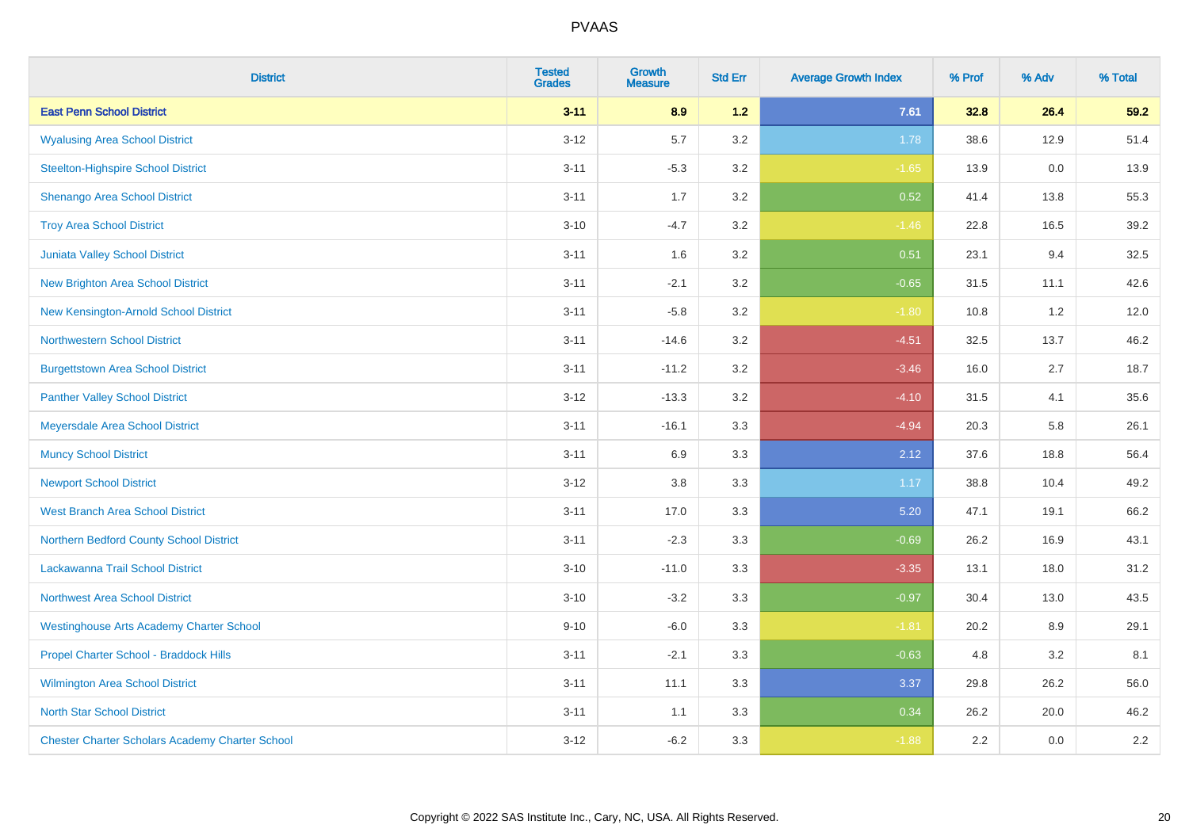| District | Tested Grades | Growth Measure | Std Err | Average Growth Index | % Prof | % Adv | % Total |
|---|---|---|---|---|---|---|---|
| **East Penn School District** | **3-11** | **8.9** | **1.2** | **7.61** | **32.8** | **26.4** | **59.2** |
| Wyalusing Area School District | 3-12 | 5.7 | 3.2 | 1.78 | 38.6 | 12.9 | 51.4 |
| Steelton-Highspire School District | 3-11 | -5.3 | 3.2 | -1.65 | 13.9 | 0.0 | 13.9 |
| Shenango Area School District | 3-11 | 1.7 | 3.2 | 0.52 | 41.4 | 13.8 | 55.3 |
| Troy Area School District | 3-10 | -4.7 | 3.2 | -1.46 | 22.8 | 16.5 | 39.2 |
| Juniata Valley School District | 3-11 | 1.6 | 3.2 | 0.51 | 23.1 | 9.4 | 32.5 |
| New Brighton Area School District | 3-11 | -2.1 | 3.2 | -0.65 | 31.5 | 11.1 | 42.6 |
| New Kensington-Arnold School District | 3-11 | -5.8 | 3.2 | -1.80 | 10.8 | 1.2 | 12.0 |
| Northwestern School District | 3-11 | -14.6 | 3.2 | -4.51 | 32.5 | 13.7 | 46.2 |
| Burgettstown Area School District | 3-11 | -11.2 | 3.2 | -3.46 | 16.0 | 2.7 | 18.7 |
| Panther Valley School District | 3-12 | -13.3 | 3.2 | -4.10 | 31.5 | 4.1 | 35.6 |
| Meyersdale Area School District | 3-11 | -16.1 | 3.3 | -4.94 | 20.3 | 5.8 | 26.1 |
| Muncy School District | 3-11 | 6.9 | 3.3 | 2.12 | 37.6 | 18.8 | 56.4 |
| Newport School District | 3-12 | 3.8 | 3.3 | 1.17 | 38.8 | 10.4 | 49.2 |
| West Branch Area School District | 3-11 | 17.0 | 3.3 | 5.20 | 47.1 | 19.1 | 66.2 |
| Northern Bedford County School District | 3-11 | -2.3 | 3.3 | -0.69 | 26.2 | 16.9 | 43.1 |
| Lackawanna Trail School District | 3-10 | -11.0 | 3.3 | -3.35 | 13.1 | 18.0 | 31.2 |
| Northwest Area School District | 3-10 | -3.2 | 3.3 | -0.97 | 30.4 | 13.0 | 43.5 |
| Westinghouse Arts Academy Charter School | 9-10 | -6.0 | 3.3 | -1.81 | 20.2 | 8.9 | 29.1 |
| Propel Charter School - Braddock Hills | 3-11 | -2.1 | 3.3 | -0.63 | 4.8 | 3.2 | 8.1 |
| Wilmington Area School District | 3-11 | 11.1 | 3.3 | 3.37 | 29.8 | 26.2 | 56.0 |
| North Star School District | 3-11 | 1.1 | 3.3 | 0.34 | 26.2 | 20.0 | 46.2 |
| Chester Charter Scholars Academy Charter School | 3-12 | -6.2 | 3.3 | -1.88 | 2.2 | 0.0 | 2.2 |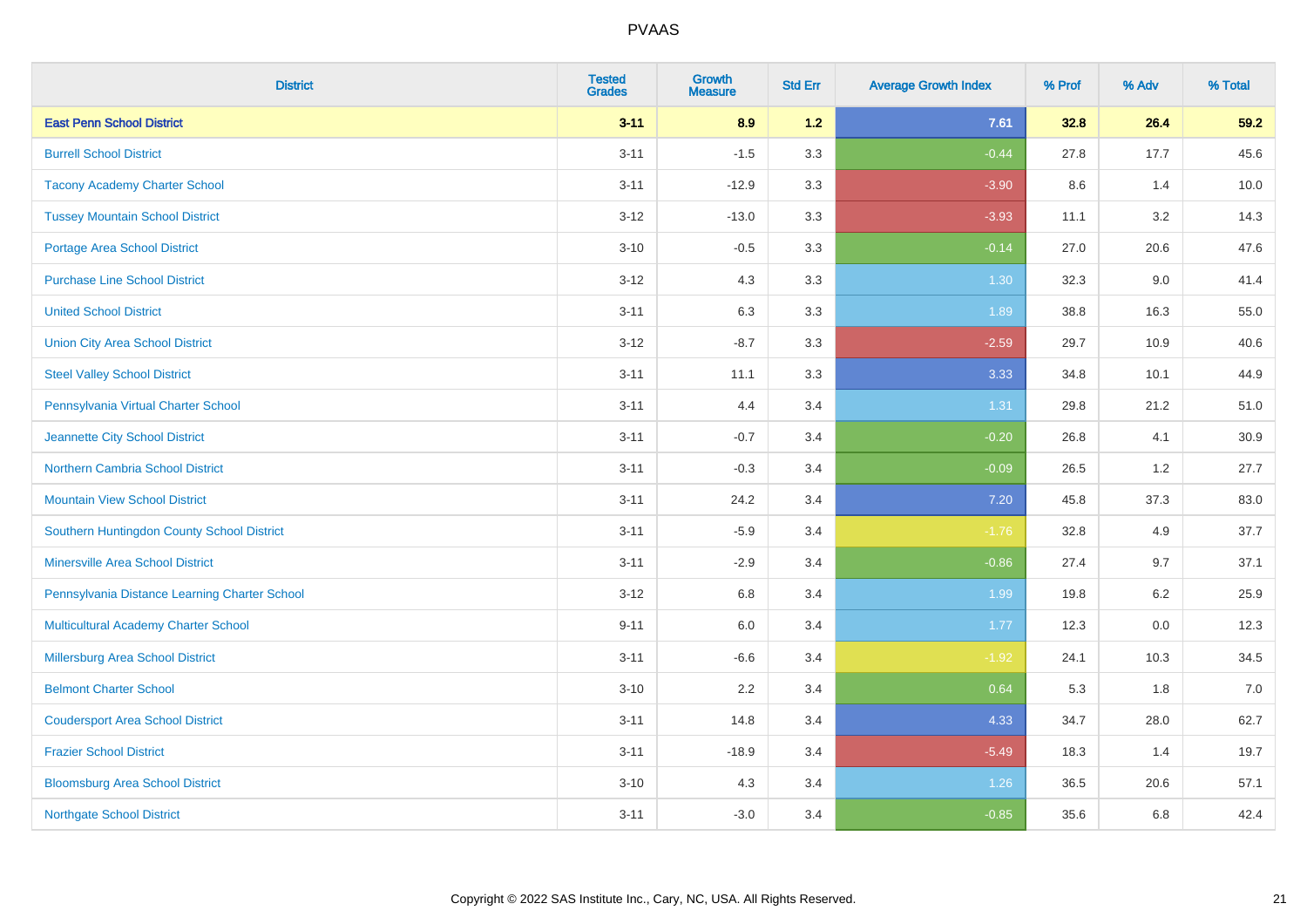# PVAAS

| District | Tested Grades | Growth Measure | Std Err | Average Growth Index | % Prof | % Adv | % Total |
|---|---|---|---|---|---|---|---|
| **East Penn School District** | **3-11** | **8.9** | **1.2** | **7.61** | **32.8** | **26.4** | **59.2** |
| Burrell School District | 3-11 | -1.5 | 3.3 | -0.44 | 27.8 | 17.7 | 45.6 |
| Tacony Academy Charter School | 3-11 | -12.9 | 3.3 | -3.90 | 8.6 | 1.4 | 10.0 |
| Tussey Mountain School District | 3-12 | -13.0 | 3.3 | -3.93 | 11.1 | 3.2 | 14.3 |
| Portage Area School District | 3-10 | -0.5 | 3.3 | -0.14 | 27.0 | 20.6 | 47.6 |
| Purchase Line School District | 3-12 | 4.3 | 3.3 | 1.30 | 32.3 | 9.0 | 41.4 |
| United School District | 3-11 | 6.3 | 3.3 | 1.89 | 38.8 | 16.3 | 55.0 |
| Union City Area School District | 3-12 | -8.7 | 3.3 | -2.59 | 29.7 | 10.9 | 40.6 |
| Steel Valley School District | 3-11 | 11.1 | 3.3 | 3.33 | 34.8 | 10.1 | 44.9 |
| Pennsylvania Virtual Charter School | 3-11 | 4.4 | 3.4 | 1.31 | 29.8 | 21.2 | 51.0 |
| Jeannette City School District | 3-11 | -0.7 | 3.4 | -0.20 | 26.8 | 4.1 | 30.9 |
| Northern Cambria School District | 3-11 | -0.3 | 3.4 | -0.09 | 26.5 | 1.2 | 27.7 |
| Mountain View School District | 3-11 | 24.2 | 3.4 | 7.20 | 45.8 | 37.3 | 83.0 |
| Southern Huntingdon County School District | 3-11 | -5.9 | 3.4 | -1.76 | 32.8 | 4.9 | 37.7 |
| Minersville Area School District | 3-11 | -2.9 | 3.4 | -0.86 | 27.4 | 9.7 | 37.1 |
| Pennsylvania Distance Learning Charter School | 3-12 | 6.8 | 3.4 | 1.99 | 19.8 | 6.2 | 25.9 |
| Multicultural Academy Charter School | 9-11 | 6.0 | 3.4 | 1.77 | 12.3 | 0.0 | 12.3 |
| Millersburg Area School District | 3-11 | -6.6 | 3.4 | -1.92 | 24.1 | 10.3 | 34.5 |
| Belmont Charter School | 3-10 | 2.2 | 3.4 | 0.64 | 5.3 | 1.8 | 7.0 |
| Coudersport Area School District | 3-11 | 14.8 | 3.4 | 4.33 | 34.7 | 28.0 | 62.7 |
| Frazier School District | 3-11 | -18.9 | 3.4 | -5.49 | 18.3 | 1.4 | 19.7 |
| Bloomsburg Area School District | 3-10 | 4.3 | 3.4 | 1.26 | 36.5 | 20.6 | 57.1 |
| Northgate School District | 3-11 | -3.0 | 3.4 | -0.85 | 35.6 | 6.8 | 42.4 |

Copyright © 2022 SAS Institute Inc., Cary, NC, USA. All Rights Reserved.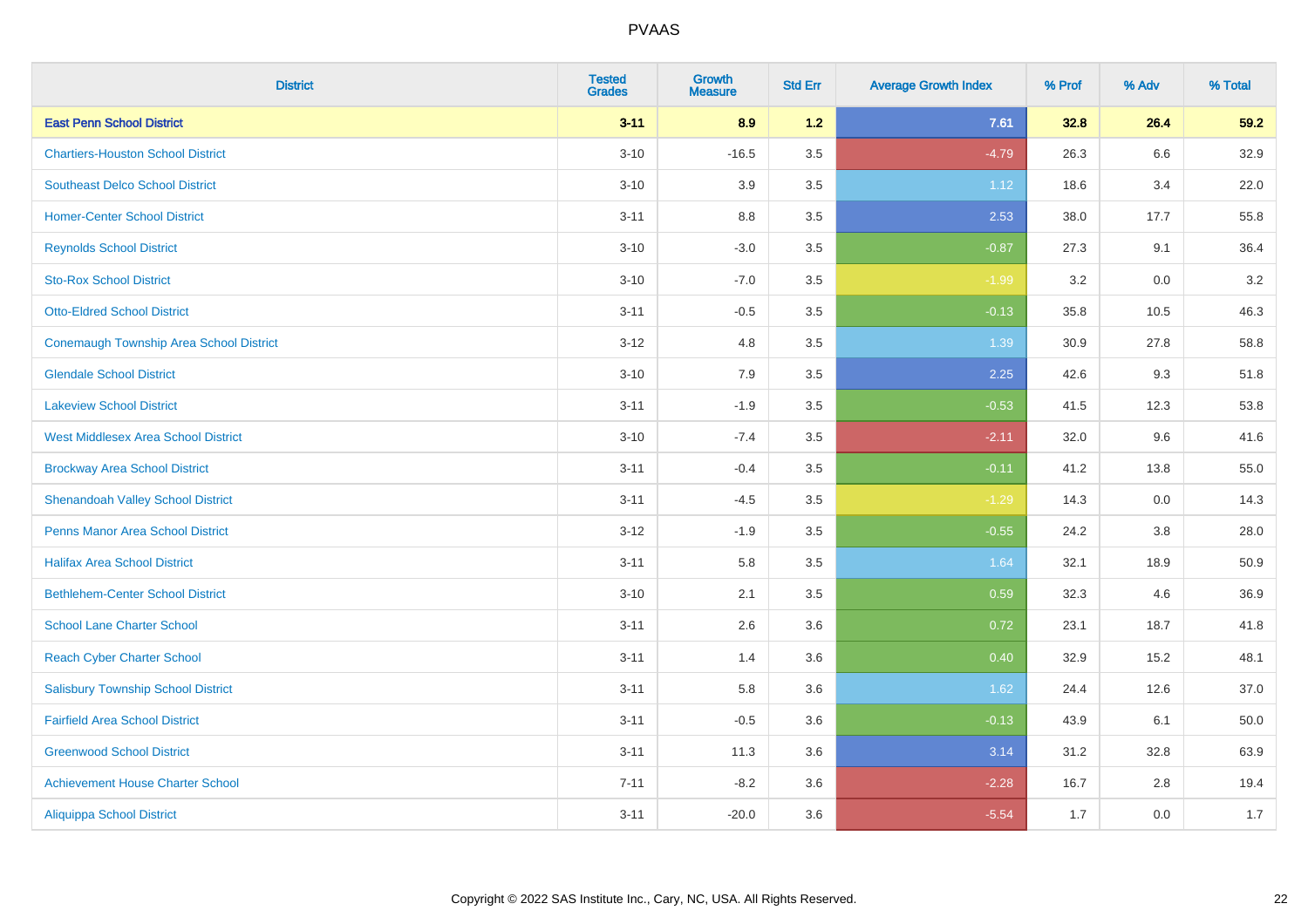PVAAS

| District | Tested Grades | Growth Measure | Std Err | Average Growth Index | % Prof | % Adv | % Total |
|---|---|---|---|---|---|---|---|
| **East Penn School District** | **3-11** | **8.9** | **1.2** | **7.61** | **32.8** | **26.4** | **59.2** |
| Chartiers-Houston School District | 3-10 | -16.5 | 3.5 | -4.79 | 26.3 | 6.6 | 32.9 |
| Southeast Delco School District | 3-10 | 3.9 | 3.5 | 1.12 | 18.6 | 3.4 | 22.0 |
| Homer-Center School District | 3-11 | 8.8 | 3.5 | 2.53 | 38.0 | 17.7 | 55.8 |
| Reynolds School District | 3-10 | -3.0 | 3.5 | -0.87 | 27.3 | 9.1 | 36.4 |
| Sto-Rox School District | 3-10 | -7.0 | 3.5 | -1.99 | 3.2 | 0.0 | 3.2 |
| Otto-Eldred School District | 3-11 | -0.5 | 3.5 | -0.13 | 35.8 | 10.5 | 46.3 |
| Conemaugh Township Area School District | 3-12 | 4.8 | 3.5 | 1.39 | 30.9 | 27.8 | 58.8 |
| Glendale School District | 3-10 | 7.9 | 3.5 | 2.25 | 42.6 | 9.3 | 51.8 |
| Lakeview School District | 3-11 | -1.9 | 3.5 | -0.53 | 41.5 | 12.3 | 53.8 |
| West Middlesex Area School District | 3-10 | -7.4 | 3.5 | -2.11 | 32.0 | 9.6 | 41.6 |
| Brockway Area School District | 3-11 | -0.4 | 3.5 | -0.11 | 41.2 | 13.8 | 55.0 |
| Shenandoah Valley School District | 3-11 | -4.5 | 3.5 | -1.29 | 14.3 | 0.0 | 14.3 |
| Penns Manor Area School District | 3-12 | -1.9 | 3.5 | -0.55 | 24.2 | 3.8 | 28.0 |
| Halifax Area School District | 3-11 | 5.8 | 3.5 | 1.64 | 32.1 | 18.9 | 50.9 |
| Bethlehem-Center School District | 3-10 | 2.1 | 3.5 | 0.59 | 32.3 | 4.6 | 36.9 |
| School Lane Charter School | 3-11 | 2.6 | 3.6 | 0.72 | 23.1 | 18.7 | 41.8 |
| Reach Cyber Charter School | 3-11 | 1.4 | 3.6 | 0.40 | 32.9 | 15.2 | 48.1 |
| Salisbury Township School District | 3-11 | 5.8 | 3.6 | 1.62 | 24.4 | 12.6 | 37.0 |
| Fairfield Area School District | 3-11 | -0.5 | 3.6 | -0.13 | 43.9 | 6.1 | 50.0 |
| Greenwood School District | 3-11 | 11.3 | 3.6 | 3.14 | 31.2 | 32.8 | 63.9 |
| Achievement House Charter School | 7-11 | -8.2 | 3.6 | -2.28 | 16.7 | 2.8 | 19.4 |
| Aliquippa School District | 3-11 | -20.0 | 3.6 | -5.54 | 1.7 | 0.0 | 1.7 |

Copyright © 2022 SAS Institute Inc., Cary, NC, USA. All Rights Reserved.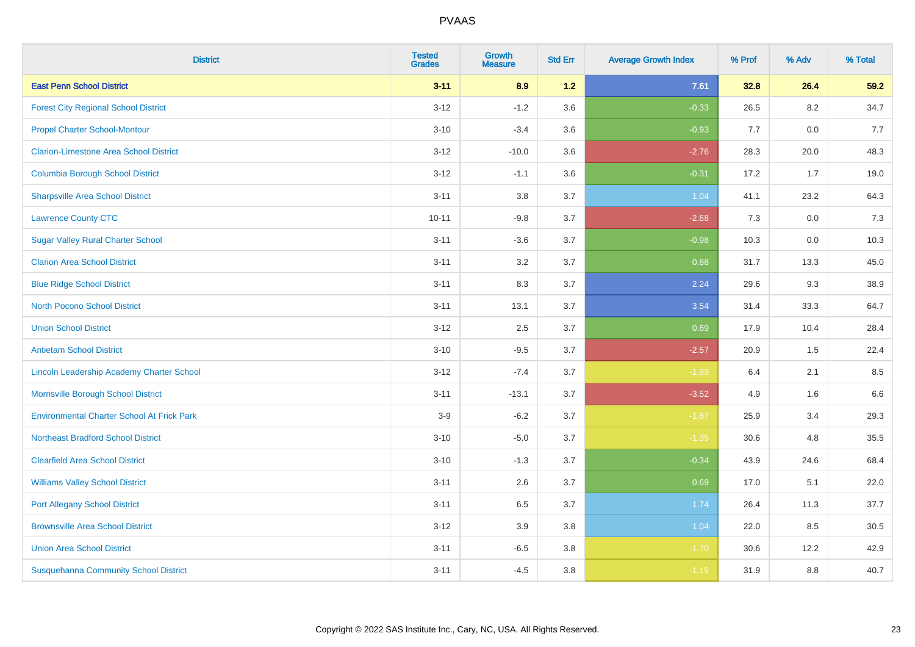# PVAAS

| District | Tested Grades | Growth Measure | Std Err | Average Growth Index | % Prof | % Adv | % Total |
|---|---|---|---|---|---|---|---|
| **East Penn School District** | **3-11** | **8.9** | **1.2** | **7.61** | **32.8** | **26.4** | **59.2** |
| Forest City Regional School District | 3-12 | -1.2 | 3.6 | -0.33 | 26.5 | 8.2 | 34.7 |
| Propel Charter School-Montour | 3-10 | -3.4 | 3.6 | -0.93 | 7.7 | 0.0 | 7.7 |
| Clarion-Limestone Area School District | 3-12 | -10.0 | 3.6 | -2.76 | 28.3 | 20.0 | 48.3 |
| Columbia Borough School District | 3-12 | -1.1 | 3.6 | -0.31 | 17.2 | 1.7 | 19.0 |
| Sharpsville Area School District | 3-11 | 3.8 | 3.7 | 1.04 | 41.1 | 23.2 | 64.3 |
| Lawrence County CTC | 10-11 | -9.8 | 3.7 | -2.68 | 7.3 | 0.0 | 7.3 |
| Sugar Valley Rural Charter School | 3-11 | -3.6 | 3.7 | -0.98 | 10.3 | 0.0 | 10.3 |
| Clarion Area School District | 3-11 | 3.2 | 3.7 | 0.88 | 31.7 | 13.3 | 45.0 |
| Blue Ridge School District | 3-11 | 8.3 | 3.7 | 2.24 | 29.6 | 9.3 | 38.9 |
| North Pocono School District | 3-11 | 13.1 | 3.7 | 3.54 | 31.4 | 33.3 | 64.7 |
| Union School District | 3-12 | 2.5 | 3.7 | 0.69 | 17.9 | 10.4 | 28.4 |
| Antietam School District | 3-10 | -9.5 | 3.7 | -2.57 | 20.9 | 1.5 | 22.4 |
| Lincoln Leadership Academy Charter School | 3-12 | -7.4 | 3.7 | -1.99 | 6.4 | 2.1 | 8.5 |
| Morrisville Borough School District | 3-11 | -13.1 | 3.7 | -3.52 | 4.9 | 1.6 | 6.6 |
| Environmental Charter School At Frick Park | 3-9 | -6.2 | 3.7 | -1.67 | 25.9 | 3.4 | 29.3 |
| Northeast Bradford School District | 3-10 | -5.0 | 3.7 | -1.35 | 30.6 | 4.8 | 35.5 |
| Clearfield Area School District | 3-10 | -1.3 | 3.7 | -0.34 | 43.9 | 24.6 | 68.4 |
| Williams Valley School District | 3-11 | 2.6 | 3.7 | 0.69 | 17.0 | 5.1 | 22.0 |
| Port Allegany School District | 3-11 | 6.5 | 3.7 | 1.74 | 26.4 | 11.3 | 37.7 |
| Brownsville Area School District | 3-12 | 3.9 | 3.8 | 1.04 | 22.0 | 8.5 | 30.5 |
| Union Area School District | 3-11 | -6.5 | 3.8 | -1.70 | 30.6 | 12.2 | 42.9 |
| Susquehanna Community School District | 3-11 | -4.5 | 3.8 | -1.19 | 31.9 | 8.8 | 40.7 |

Copyright © 2022 SAS Institute Inc., Cary, NC, USA. All Rights Reserved.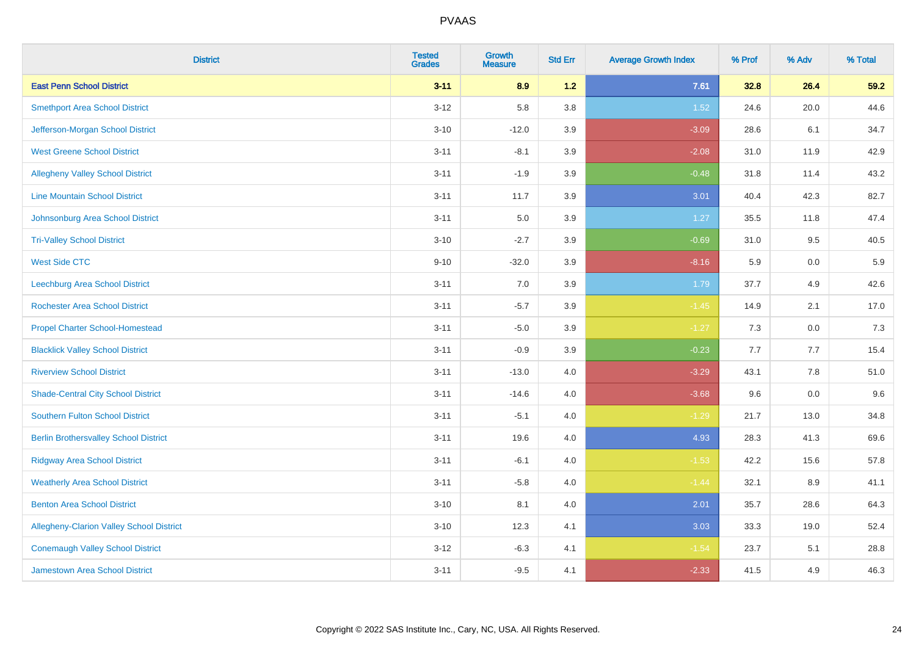| District | Tested Grades | Growth Measure | Std Err | Average Growth Index | % Prof | % Adv | % Total |
|---|---|---|---|---|---|---|---|
| **East Penn School District** | **3-11** | **8.9** | **1.2** | **7.61** | **32.8** | **26.4** | **59.2** |
| Smethport Area School District | 3-12 | 5.8 | 3.8 | 1.52 | 24.6 | 20.0 | 44.6 |
| Jefferson-Morgan School District | 3-10 | -12.0 | 3.9 | -3.09 | 28.6 | 6.1 | 34.7 |
| West Greene School District | 3-11 | -8.1 | 3.9 | -2.08 | 31.0 | 11.9 | 42.9 |
| Allegheny Valley School District | 3-11 | -1.9 | 3.9 | -0.48 | 31.8 | 11.4 | 43.2 |
| Line Mountain School District | 3-11 | 11.7 | 3.9 | 3.01 | 40.4 | 42.3 | 82.7 |
| Johnsonburg Area School District | 3-11 | 5.0 | 3.9 | 1.27 | 35.5 | 11.8 | 47.4 |
| Tri-Valley School District | 3-10 | -2.7 | 3.9 | -0.69 | 31.0 | 9.5 | 40.5 |
| West Side CTC | 9-10 | -32.0 | 3.9 | -8.16 | 5.9 | 0.0 | 5.9 |
| Leechburg Area School District | 3-11 | 7.0 | 3.9 | 1.79 | 37.7 | 4.9 | 42.6 |
| Rochester Area School District | 3-11 | -5.7 | 3.9 | -1.45 | 14.9 | 2.1 | 17.0 |
| Propel Charter School-Homestead | 3-11 | -5.0 | 3.9 | -1.27 | 7.3 | 0.0 | 7.3 |
| Blacklick Valley School District | 3-11 | -0.9 | 3.9 | -0.23 | 7.7 | 7.7 | 15.4 |
| Riverview School District | 3-11 | -13.0 | 4.0 | -3.29 | 43.1 | 7.8 | 51.0 |
| Shade-Central City School District | 3-11 | -14.6 | 4.0 | -3.68 | 9.6 | 0.0 | 9.6 |
| Southern Fulton School District | 3-11 | -5.1 | 4.0 | -1.29 | 21.7 | 13.0 | 34.8 |
| Berlin Brothersvalley School District | 3-11 | 19.6 | 4.0 | 4.93 | 28.3 | 41.3 | 69.6 |
| Ridgway Area School District | 3-11 | -6.1 | 4.0 | -1.53 | 42.2 | 15.6 | 57.8 |
| Weatherly Area School District | 3-11 | -5.8 | 4.0 | -1.44 | 32.1 | 8.9 | 41.1 |
| Benton Area School District | 3-10 | 8.1 | 4.0 | 2.01 | 35.7 | 28.6 | 64.3 |
| Allegheny-Clarion Valley School District | 3-10 | 12.3 | 4.1 | 3.03 | 33.3 | 19.0 | 52.4 |
| Conemaugh Valley School District | 3-12 | -6.3 | 4.1 | -1.54 | 23.7 | 5.1 | 28.8 |
| Jamestown Area School District | 3-11 | -9.5 | 4.1 | -2.33 | 41.5 | 4.9 | 46.3 |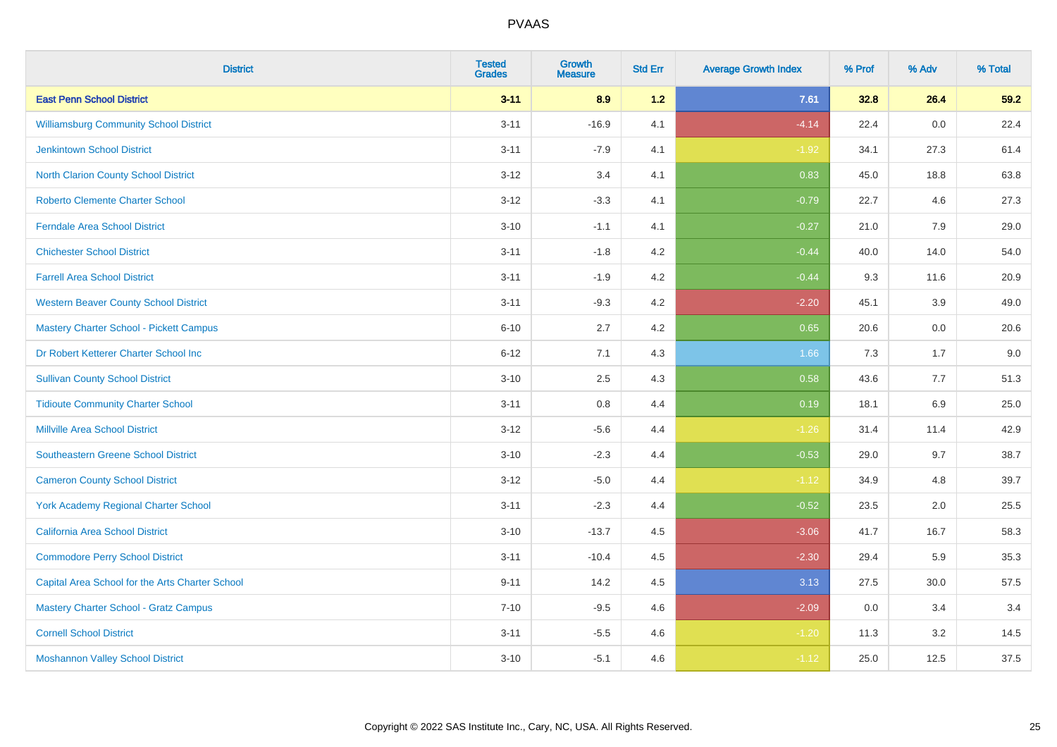| District | Tested Grades | Growth Measure | Std Err | Average Growth Index | % Prof | % Adv | % Total |
|---|---|---|---|---|---|---|---|
| **East Penn School District** | **3-11** | **8.9** | **1.2** | **7.61** | **32.8** | **26.4** | **59.2** |
| Williamsburg Community School District | 3-11 | -16.9 | 4.1 | -4.14 | 22.4 | 0.0 | 22.4 |
| Jenkintown School District | 3-11 | -7.9 | 4.1 | -1.92 | 34.1 | 27.3 | 61.4 |
| North Clarion County School District | 3-12 | 3.4 | 4.1 | 0.83 | 45.0 | 18.8 | 63.8 |
| Roberto Clemente Charter School | 3-12 | -3.3 | 4.1 | -0.79 | 22.7 | 4.6 | 27.3 |
| Ferndale Area School District | 3-10 | -1.1 | 4.1 | -0.27 | 21.0 | 7.9 | 29.0 |
| Chichester School District | 3-11 | -1.8 | 4.2 | -0.44 | 40.0 | 14.0 | 54.0 |
| Farrell Area School District | 3-11 | -1.9 | 4.2 | -0.44 | 9.3 | 11.6 | 20.9 |
| Western Beaver County School District | 3-11 | -9.3 | 4.2 | -2.20 | 45.1 | 3.9 | 49.0 |
| Mastery Charter School - Pickett Campus | 6-10 | 2.7 | 4.2 | 0.65 | 20.6 | 0.0 | 20.6 |
| Dr Robert Ketterer Charter School Inc | 6-12 | 7.1 | 4.3 | 1.66 | 7.3 | 1.7 | 9.0 |
| Sullivan County School District | 3-10 | 2.5 | 4.3 | 0.58 | 43.6 | 7.7 | 51.3 |
| Tidioute Community Charter School | 3-11 | 0.8 | 4.4 | 0.19 | 18.1 | 6.9 | 25.0 |
| Millville Area School District | 3-12 | -5.6 | 4.4 | -1.26 | 31.4 | 11.4 | 42.9 |
| Southeastern Greene School District | 3-10 | -2.3 | 4.4 | -0.53 | 29.0 | 9.7 | 38.7 |
| Cameron County School District | 3-12 | -5.0 | 4.4 | -1.12 | 34.9 | 4.8 | 39.7 |
| York Academy Regional Charter School | 3-11 | -2.3 | 4.4 | -0.52 | 23.5 | 2.0 | 25.5 |
| California Area School District | 3-10 | -13.7 | 4.5 | -3.06 | 41.7 | 16.7 | 58.3 |
| Commodore Perry School District | 3-11 | -10.4 | 4.5 | -2.30 | 29.4 | 5.9 | 35.3 |
| Capital Area School for the Arts Charter School | 9-11 | 14.2 | 4.5 | 3.13 | 27.5 | 30.0 | 57.5 |
| Mastery Charter School - Gratz Campus | 7-10 | -9.5 | 4.6 | -2.09 | 0.0 | 3.4 | 3.4 |
| Cornell School District | 3-11 | -5.5 | 4.6 | -1.20 | 11.3 | 3.2 | 14.5 |
| Moshannon Valley School District | 3-10 | -5.1 | 4.6 | -1.12 | 25.0 | 12.5 | 37.5 |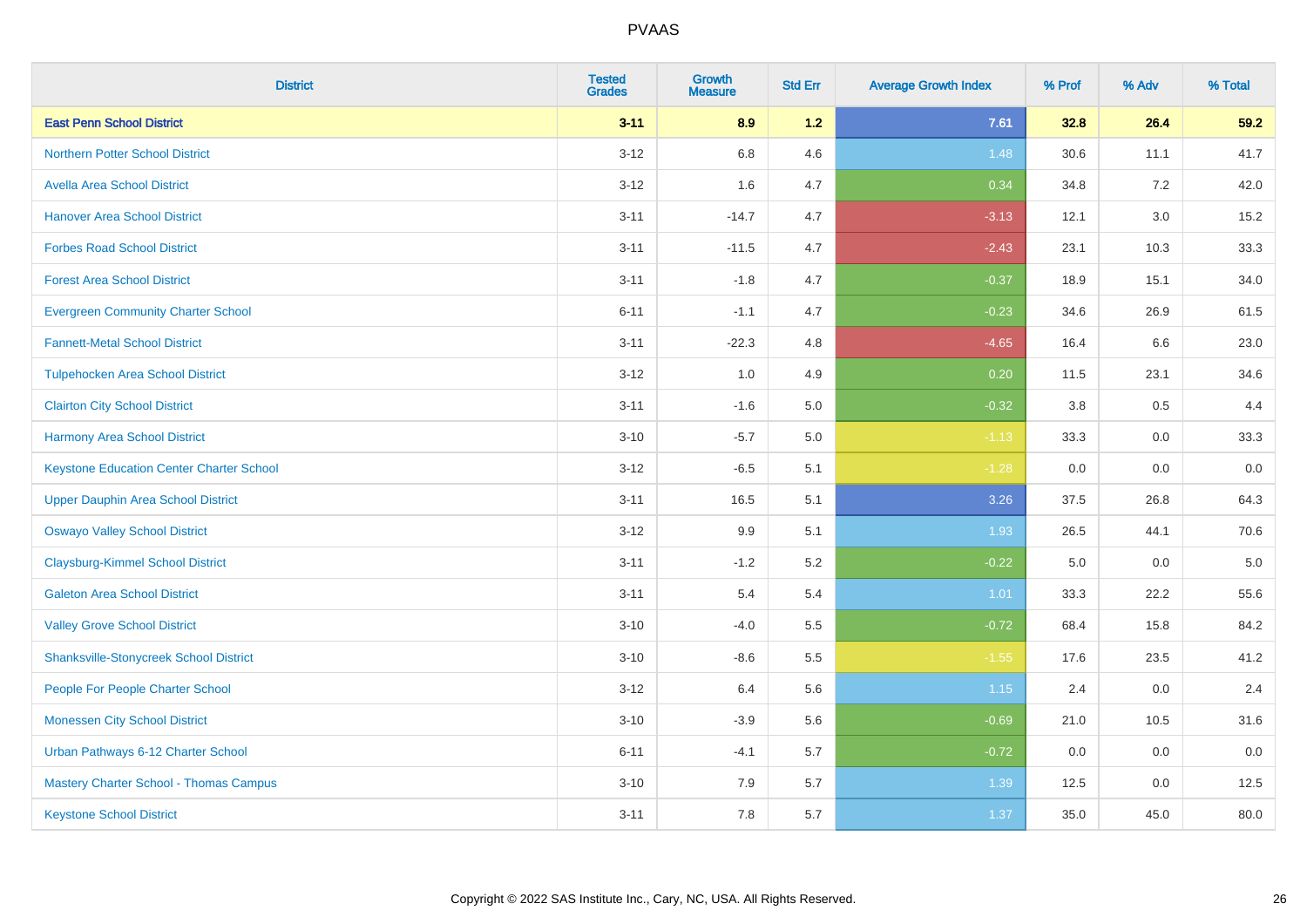# PVAAS

| District | Tested Grades | Growth Measure | Std Err | Average Growth Index | % Prof | % Adv | % Total |
|---|---|---|---|---|---|---|---|
| **East Penn School District** | **3-11** | **8.9** | **1.2** | **7.61** | **32.8** | **26.4** | **59.2** |
| Northern Potter School District | 3-12 | 6.8 | 4.6 | 1.48 | 30.6 | 11.1 | 41.7 |
| Avella Area School District | 3-12 | 1.6 | 4.7 | 0.34 | 34.8 | 7.2 | 42.0 |
| Hanover Area School District | 3-11 | -14.7 | 4.7 | -3.13 | 12.1 | 3.0 | 15.2 |
| Forbes Road School District | 3-11 | -11.5 | 4.7 | -2.43 | 23.1 | 10.3 | 33.3 |
| Forest Area School District | 3-11 | -1.8 | 4.7 | -0.37 | 18.9 | 15.1 | 34.0 |
| Evergreen Community Charter School | 6-11 | -1.1 | 4.7 | -0.23 | 34.6 | 26.9 | 61.5 |
| Fannett-Metal School District | 3-11 | -22.3 | 4.8 | -4.65 | 16.4 | 6.6 | 23.0 |
| Tulpehocken Area School District | 3-12 | 1.0 | 4.9 | 0.20 | 11.5 | 23.1 | 34.6 |
| Clairton City School District | 3-11 | -1.6 | 5.0 | -0.32 | 3.8 | 0.5 | 4.4 |
| Harmony Area School District | 3-10 | -5.7 | 5.0 | -1.13 | 33.3 | 0.0 | 33.3 |
| Keystone Education Center Charter School | 3-12 | -6.5 | 5.1 | -1.28 | 0.0 | 0.0 | 0.0 |
| Upper Dauphin Area School District | 3-11 | 16.5 | 5.1 | 3.26 | 37.5 | 26.8 | 64.3 |
| Oswayo Valley School District | 3-12 | 9.9 | 5.1 | 1.93 | 26.5 | 44.1 | 70.6 |
| Claysburg-Kimmel School District | 3-11 | -1.2 | 5.2 | -0.22 | 5.0 | 0.0 | 5.0 |
| Galeton Area School District | 3-11 | 5.4 | 5.4 | 1.01 | 33.3 | 22.2 | 55.6 |
| Valley Grove School District | 3-10 | -4.0 | 5.5 | -0.72 | 68.4 | 15.8 | 84.2 |
| Shanksville-Stonycreek School District | 3-10 | -8.6 | 5.5 | -1.55 | 17.6 | 23.5 | 41.2 |
| People For People Charter School | 3-12 | 6.4 | 5.6 | 1.15 | 2.4 | 0.0 | 2.4 |
| Monessen City School District | 3-10 | -3.9 | 5.6 | -0.69 | 21.0 | 10.5 | 31.6 |
| Urban Pathways 6-12 Charter School | 6-11 | -4.1 | 5.7 | -0.72 | 0.0 | 0.0 | 0.0 |
| Mastery Charter School - Thomas Campus | 3-10 | 7.9 | 5.7 | 1.39 | 12.5 | 0.0 | 12.5 |
| Keystone School District | 3-11 | 7.8 | 5.7 | 1.37 | 35.0 | 45.0 | 80.0 |

Copyright © 2022 SAS Institute Inc., Cary, NC, USA. All Rights Reserved.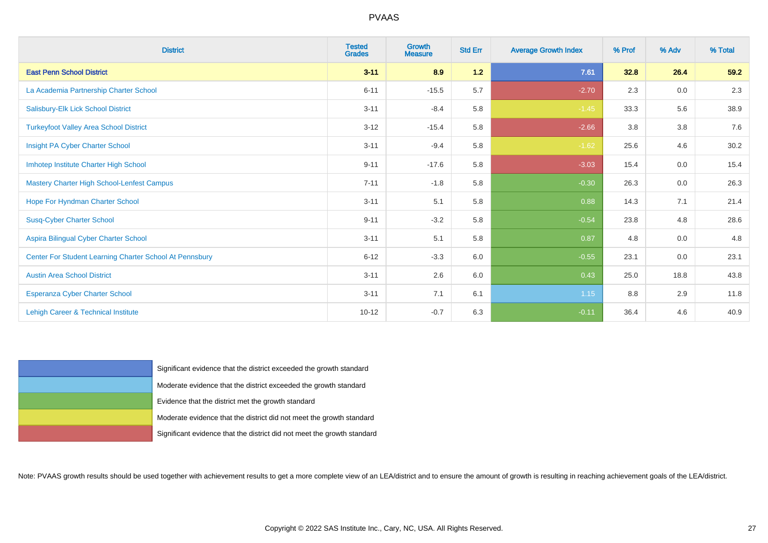# PVAAS

| District | Tested Grades | Growth Measure | Std Err | Average Growth Index | % Prof | % Adv | % Total |
|---|---|---|---|---|---|---|---|
| **East Penn School District** | **3-11** | **8.9** | **1.2** | **7.61** | **32.8** | **26.4** | **59.2** |
| La Academia Partnership Charter School | 6-11 | -15.5 | 5.7 | -2.70 | 2.3 | 0.0 | 2.3 |
| Salisbury-Elk Lick School District | 3-11 | -8.4 | 5.8 | -1.45 | 33.3 | 5.6 | 38.9 |
| Turkeyfoot Valley Area School District | 3-12 | -15.4 | 5.8 | -2.66 | 3.8 | 3.8 | 7.6 |
| Insight PA Cyber Charter School | 3-11 | -9.4 | 5.8 | -1.62 | 25.6 | 4.6 | 30.2 |
| Imhotep Institute Charter High School | 9-11 | -17.6 | 5.8 | -3.03 | 15.4 | 0.0 | 15.4 |
| Mastery Charter High School-Lenfest Campus | 7-11 | -1.8 | 5.8 | -0.30 | 26.3 | 0.0 | 26.3 |
| Hope For Hyndman Charter School | 3-11 | 5.1 | 5.8 | 0.88 | 14.3 | 7.1 | 21.4 |
| Susq-Cyber Charter School | 9-11 | -3.2 | 5.8 | -0.54 | 23.8 | 4.8 | 28.6 |
| Aspira Bilingual Cyber Charter School | 3-11 | 5.1 | 5.8 | 0.87 | 4.8 | 0.0 | 4.8 |
| Center For Student Learning Charter School At Pennsbury | 6-12 | -3.3 | 6.0 | -0.55 | 23.1 | 0.0 | 23.1 |
| Austin Area School District | 3-11 | 2.6 | 6.0 | 0.43 | 25.0 | 18.8 | 43.8 |
| Esperanza Cyber Charter School | 3-11 | 7.1 | 6.1 | 1.15 | 8.8 | 2.9 | 11.8 |
| Lehigh Career & Technical Institute | 10-12 | -0.7 | 6.3 | -0.11 | 36.4 | 4.6 | 40.9 |

Significant evidence that the district exceeded the growth standard

Moderate evidence that the district exceeded the growth standard

Evidence that the district met the growth standard

Moderate evidence that the district did not meet the growth standard

Significant evidence that the district did not meet the growth standard

Note: PVAAS growth results should be used together with achievement results to get a more complete view of an LEA/district and to ensure the amount of growth is resulting in reaching achievement goals of the LEA/district.

Copyright © 2022 SAS Institute Inc., Cary, NC, USA. All Rights Reserved.